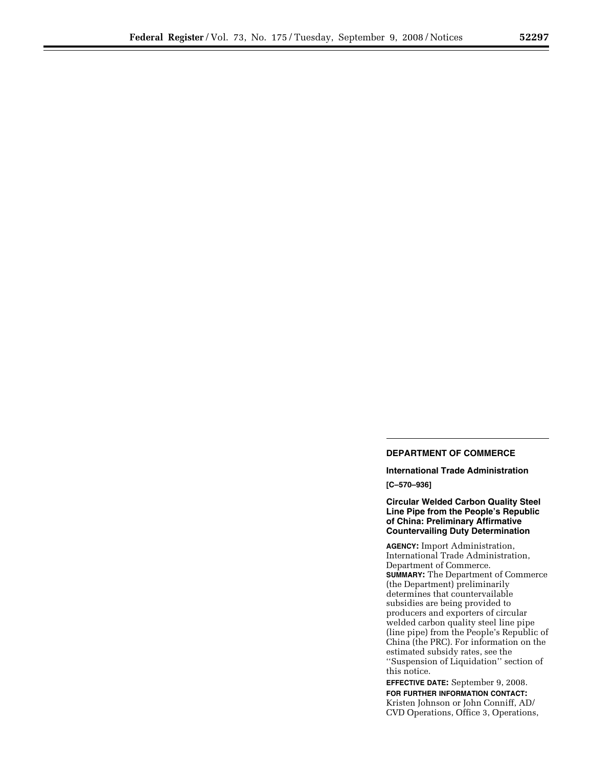## DEPARTMENT OF COMMERCE

### International Trade Administration

**[C–570–936]**

### Circular Welded Carbon Quality Steel Line Pipe from the People's Republic of China: Preliminary Affirmative Countervailing Duty Determination

**AGENCY:** Import Administration, International Trade Administration, Department of Commerce.

**SUMMARY:** The Department of Commerce (the Department) preliminarily determines that countervailable subsidies are being provided to producers and exporters of circular welded carbon quality steel line pipe (line pipe) from the People's Republic of China (the PRC). For information on the estimated subsidy rates, see the ''Suspension of Liquidation'' section of this notice.

**EFFECTIVE DATE:** September 9, 2008.

**FOR FURTHER INFORMATION CONTACT:** Kristen Johnson or John Conniff, AD/CVD Operations, Office 3, Operations,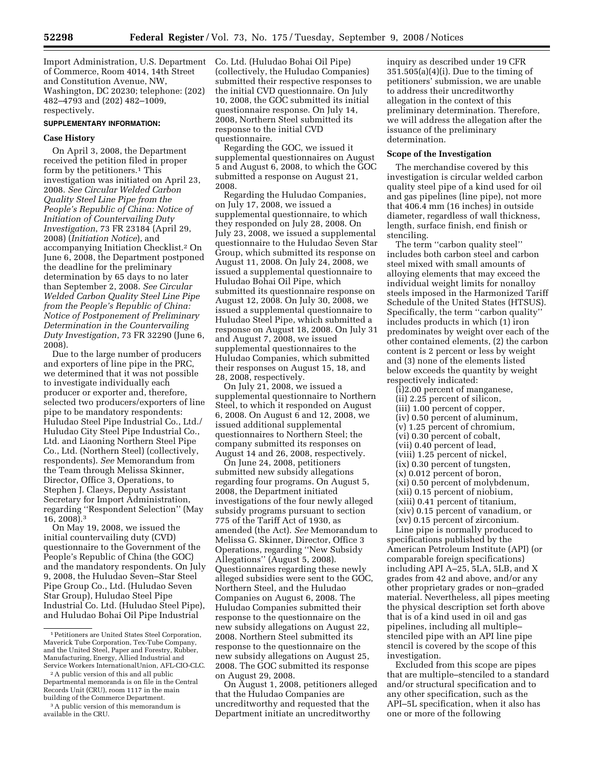Import Administration, U.S. Department of Commerce, Room 4014, 14th Street and Constitution Avenue, NW, Washington, DC 20230; telephone: (202) 482–4793 and (202) 482–1009, respectively.

**SUPPLEMENTARY INFORMATION:**

**Case History**

On April 3, 2008, the Department received the petition filed in proper form by the petitioners.[1] This investigation was initiated on April 23, 2008. *See Circular Welded Carbon Quality Steel Line Pipe from the People's Republic of China: Notice of Initiation of Countervailing Duty Investigation*, 73 FR 23184 (April 29, 2008) (*Initiation Notice*), and accompanying Initiation Checklist.[2] On June 6, 2008, the Department postponed the deadline for the preliminary determination by 65 days to no later than September 2, 2008. *See Circular Welded Carbon Quality Steel Line Pipe from the People's Republic of China: Notice of Postponement of Preliminary Determination in the Countervailing Duty Investigation*, 73 FR 32290 (June 6, 2008).

Due to the large number of producers and exporters of line pipe in the PRC, we determined that it was not possible to investigate individually each producer or exporter and, therefore, selected two producers/exporters of line pipe to be mandatory respondents: Huludao Steel Pipe Industrial Co., Ltd./Huludao City Steel Pipe Industrial Co., Ltd. and Liaoning Northern Steel Pipe Co., Ltd. (Northern Steel) (collectively, respondents). *See* Memorandum from the Team through Melissa Skinner, Director, Office 3, Operations, to Stephen J. Claeys, Deputy Assistant Secretary for Import Administration, regarding ''Respondent Selection'' (May 16, 2008).[3]

On May 19, 2008, we issued the initial countervailing duty (CVD) questionnaire to the Government of the People's Republic of China (the GOC) and the mandatory respondents. On July 9, 2008, the Huludao Seven–Star Steel Pipe Group Co., Ltd. (Huludao Seven Star Group), Huludao Steel Pipe Industrial Co. Ltd. (Huludao Steel Pipe), and Huludao Bohai Oil Pipe Industrial Co. Ltd. (Huludao Bohai Oil Pipe) (collectively, the Huludao Companies) submitted their respective responses to the initial CVD questionnaire. On July 10, 2008, the GOC submitted its initial questionnaire response. On July 14, 2008, Northern Steel submitted its response to the initial CVD questionnaire.

Regarding the GOC, we issued it supplemental questionnaires on August 5 and August 6, 2008, to which the GOC submitted a response on August 21, 2008.

Regarding the Huludao Companies, on July 17, 2008, we issued a supplemental questionnaire, to which they responded on July 28, 2008. On July 23, 2008, we issued a supplemental questionnaire to the Huludao Seven Star Group, which submitted its response on August 11, 2008. On July 24, 2008, we issued a supplemental questionnaire to Huludao Bohai Oil Pipe, which submitted its supplemental questionnaire response on August 12, 2008. On July 30, 2008, we issued a supplemental questionnaire to Huludao Steel Pipe, which submitted a response on August 18, 2008. On July 31 and August 7, 2008, we issued supplemental questionnaires to the Huludao Companies, which submitted their responses on August 15, 18, and 28, 2008, respectively.

On July 21, 2008, we issued a supplemental questionnaire to Northern Steel, to which it responded on August 6, 2008. On August 6 and 12, 2008, we issued additional supplemental questionnaires to Northern Steel; the company submitted its responses on August 14 and 26, 2008, respectively.

On June 24, 2008, petitioners submitted new subsidy allegations regarding four programs. On August 5, 2008, the Department initiated investigations of the four newly alleged subsidy programs pursuant to section 775 of the Tariff Act of 1930, as amended (the Act). *See* Memorandum to Melissa G. Skinner, Director, Office 3 Operations, regarding ''New Subsidy Allegations'' (August 5, 2008). Questionnaires regarding these newly alleged subsidies were sent to the GOC, Northern Steel, and the Huludao Companies on August 6, 2008. The Huludao Companies submitted their response to the questionnaire on the new subsidy allegations on August 22, 2008. Northern Steel submitted its response to the questionnaire on the new subsidy allegations on August 25, 2008. The GOC submitted its response on August 29, 2008.

On August 1, 2008, petitioners alleged that the Huludao Companies are uncreditworthy and requested that the Department initiate an uncreditworthy inquiry as described under 19 CFR 351.505(a)(4)(i). Due to the timing of petitioners' submission, we are unable to address their uncreditworthy allegation in the context of this preliminary determination. Therefore, we will address the allegation after the issuance of the preliminary determination.

**Scope of the Investigation**

The merchandise covered by this investigation is circular welded carbon quality steel pipe of a kind used for oil and gas pipelines (line pipe), not more that 406.4 mm (16 inches) in outside diameter, regardless of wall thickness, length, surface finish, end finish or stenciling.

The term ''carbon quality steel'' includes both carbon steel and carbon steel mixed with small amounts of alloying elements that may exceed the individual weight limits for nonalloy steels imposed in the Harmonized Tariff Schedule of the United States (HTSUS). Specifically, the term ''carbon quality'' includes products in which (1) iron predominates by weight over each of the other contained elements, (2) the carbon content is 2 percent or less by weight and (3) none of the elements listed below exceeds the quantity by weight respectively indicated:

(i)2.00 percent of manganese,
(ii) 2.25 percent of silicon,
(iii) 1.00 percent of copper,
(iv) 0.50 percent of aluminum,
(v) 1.25 percent of chromium,
(vi) 0.30 percent of cobalt,
(vii) 0.40 percent of lead,
(viii) 1.25 percent of nickel,
(ix) 0.30 percent of tungsten,
(x) 0.012 percent of boron,
(xi) 0.50 percent of molybdenum,
(xii) 0.15 percent of niobium,
(xiii) 0.41 percent of titanium,
(xiv) 0.15 percent of vanadium, or
(xv) 0.15 percent of zirconium.

Line pipe is normally produced to specifications published by the American Petroleum Institute (API) (or comparable foreign specifications) including API A–25, 5LA, 5LB, and X grades from 42 and above, and/or any other proprietary grades or non–graded material. Nevertheless, all pipes meeting the physical description set forth above that is of a kind used in oil and gas pipelines, including all multiple–stenciled pipe with an API line pipe stencil is covered by the scope of this investigation.

Excluded from this scope are pipes that are multiple–stenciled to a standard and/or structural specification and to any other specification, such as the API–5L specification, when it also has one or more of the following

[1] Petitioners are United States Steel Corporation, Maverick Tube Corporation, Tex-Tube Company, and the United Steel, Paper and Forestry, Rubber, Manufacturing, Energy, Allied Industrial and Service Workers InternationalUnion, AFL-CIO-CLC.

[2] A public version of this and all public Departmental memoranda is on file in the Central Records Unit (CRU), room 1117 in the main building of the Commerce Department.

[3] A public version of this memorandum is available in the CRU.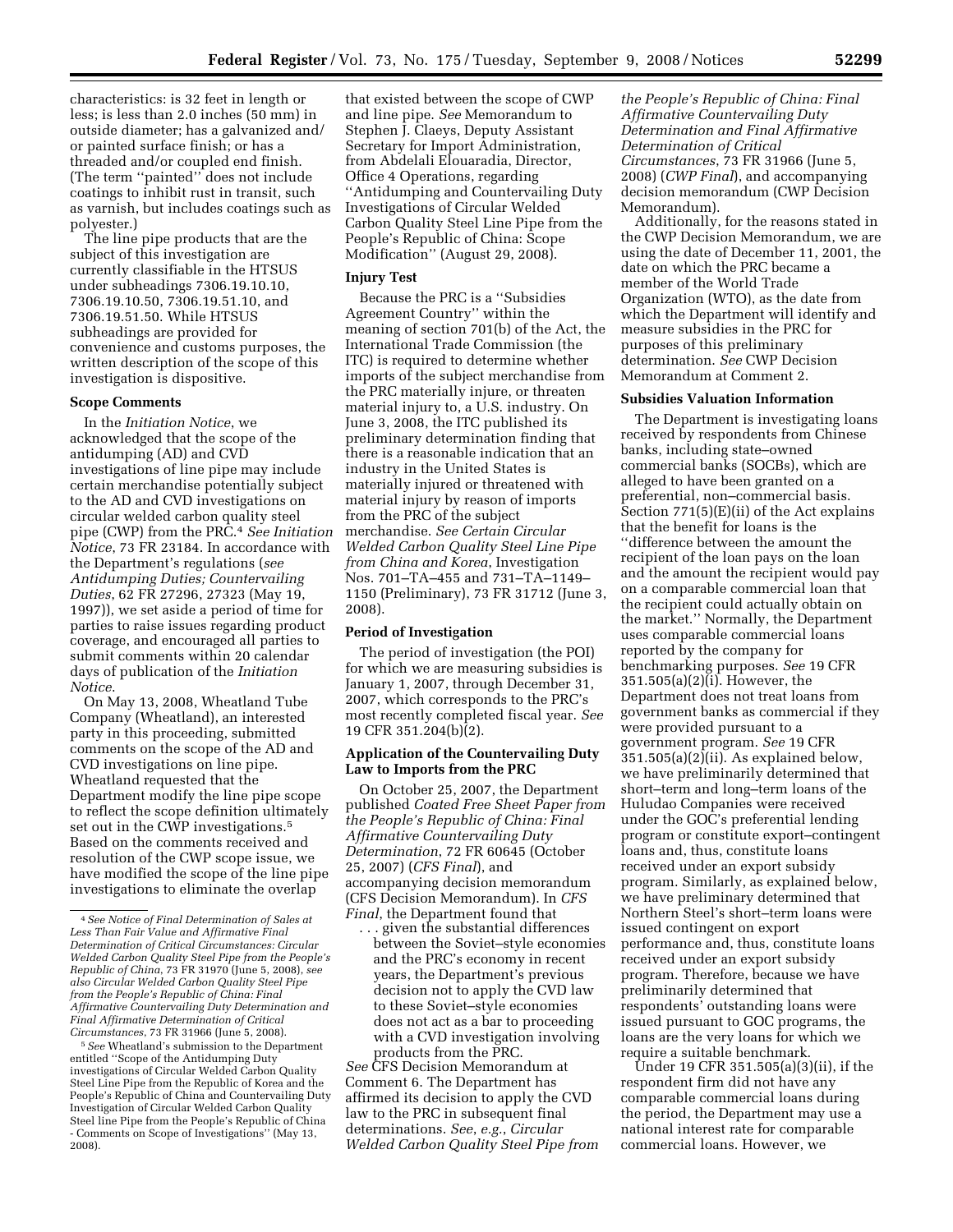characteristics: is 32 feet in length or less; is less than 2.0 inches (50 mm) in outside diameter; has a galvanized and/or painted surface finish; or has a threaded and/or coupled end finish. (The term ''painted'' does not include coatings to inhibit rust in transit, such as varnish, but includes coatings such as polyester.)

The line pipe products that are the subject of this investigation are currently classifiable in the HTSUS under subheadings 7306.19.10.10, 7306.19.10.50, 7306.19.51.10, and 7306.19.51.50. While HTSUS subheadings are provided for convenience and customs purposes, the written description of the scope of this investigation is dispositive.

**Scope Comments**

In the *Initiation Notice*, we acknowledged that the scope of the antidumping (AD) and CVD investigations of line pipe may include certain merchandise potentially subject to the AD and CVD investigations on circular welded carbon quality steel pipe (CWP) from the PRC.[4] *See Initiation Notice*, 73 FR 23184. In accordance with the Department's regulations (*see Antidumping Duties; Countervailing Duties*, 62 FR 27296, 27323 (May 19, 1997)), we set aside a period of time for parties to raise issues regarding product coverage, and encouraged all parties to submit comments within 20 calendar days of publication of the *Initiation Notice*.

On May 13, 2008, Wheatland Tube Company (Wheatland), an interested party in this proceeding, submitted comments on the scope of the AD and CVD investigations on line pipe. Wheatland requested that the Department modify the line pipe scope to reflect the scope definition ultimately set out in the CWP investigations.[5] Based on the comments received and resolution of the CWP scope issue, we have modified the scope of the line pipe investigations to eliminate the overlap that existed between the scope of CWP and line pipe. *See* Memorandum to Stephen J. Claeys, Deputy Assistant Secretary for Import Administration, from Abdelali Elouaradia, Director, Office 4 Operations, regarding ''Antidumping and Countervailing Duty Investigations of Circular Welded Carbon Quality Steel Line Pipe from the People's Republic of China: Scope Modification'' (August 29, 2008).

**Injury Test**

Because the PRC is a ''Subsidies Agreement Country'' within the meaning of section 701(b) of the Act, the International Trade Commission (the ITC) is required to determine whether imports of the subject merchandise from the PRC materially injure, or threaten material injury to, a U.S. industry. On June 3, 2008, the ITC published its preliminary determination finding that there is a reasonable indication that an industry in the United States is materially injured or threatened with material injury by reason of imports from the PRC of the subject merchandise. *See Certain Circular Welded Carbon Quality Steel Line Pipe from China and Korea*, Investigation Nos. 701–TA–455 and 731–TA–1149–1150 (Preliminary), 73 FR 31712 (June 3, 2008).

**Period of Investigation**

The period of investigation (the POI) for which we are measuring subsidies is January 1, 2007, through December 31, 2007, which corresponds to the PRC's most recently completed fiscal year. *See* 19 CFR 351.204(b)(2).

**Application of the Countervailing Duty Law to Imports from the PRC**

On October 25, 2007, the Department published *Coated Free Sheet Paper from the People's Republic of China: Final Affirmative Countervailing Duty Determination*, 72 FR 60645 (October 25, 2007) (*CFS Final*), and accompanying decision memorandum (CFS Decision Memorandum). In *CFS Final*, the Department found that

> . . . given the substantial differences between the Soviet–style economies and the PRC's economy in recent years, the Department's previous decision not to apply the CVD law to these Soviet–style economies does not act as a bar to proceeding with a CVD investigation involving products from the PRC.

*See* CFS Decision Memorandum at Comment 6. The Department has affirmed its decision to apply the CVD law to the PRC in subsequent final determinations. *See*, *e.g.*, *Circular Welded Carbon Quality Steel Pipe from the People's Republic of China: Final Affirmative Countervailing Duty Determination and Final Affirmative Determination of Critical Circumstances*, 73 FR 31966 (June 5, 2008) (*CWP Final*), and accompanying decision memorandum (CWP Decision Memorandum).

Additionally, for the reasons stated in the CWP Decision Memorandum, we are using the date of December 11, 2001, the date on which the PRC became a member of the World Trade Organization (WTO), as the date from which the Department will identify and measure subsidies in the PRC for purposes of this preliminary determination. *See* CWP Decision Memorandum at Comment 2.

**Subsidies Valuation Information**

The Department is investigating loans received by respondents from Chinese banks, including state–owned commercial banks (SOCBs), which are alleged to have been granted on a preferential, non–commercial basis. Section 771(5)(E)(ii) of the Act explains that the benefit for loans is the ''difference between the amount the recipient of the loan pays on the loan and the amount the recipient would pay on a comparable commercial loan that the recipient could actually obtain on the market.'' Normally, the Department uses comparable commercial loans reported by the company for benchmarking purposes. *See* 19 CFR 351.505(a)(2)(i). However, the Department does not treat loans from government banks as commercial if they were provided pursuant to a government program. *See* 19 CFR 351.505(a)(2)(ii). As explained below, we have preliminarily determined that short–term and long–term loans of the Huludao Companies were received under the GOC's preferential lending program or constitute export–contingent loans and, thus, constitute loans received under an export subsidy program. Similarly, as explained below, we have preliminary determined that Northern Steel's short–term loans were issued contingent on export performance and, thus, constitute loans received under an export subsidy program. Therefore, because we have preliminarily determined that respondents' outstanding loans were issued pursuant to GOC programs, the loans are the very loans for which we require a suitable benchmark.

Under 19 CFR 351.505(a)(3)(ii), if the respondent firm did not have any comparable commercial loans during the period, the Department may use a national interest rate for comparable commercial loans. However, we

---

[4] *See Notice of Final Determination of Sales at Less Than Fair Value and Affirmative Final Determination of Critical Circumstances: Circular Welded Carbon Quality Steel Pipe from the People's Republic of China*, 73 FR 31970 (June 5, 2008), *see also Circular Welded Carbon Quality Steel Pipe from the People's Republic of China: Final Affirmative Countervailing Duty Determination and Final Affirmative Determination of Critical Circumstances*, 73 FR 31966 (June 5, 2008).

[5] *See* Wheatland's submission to the Department entitled ''Scope of the Antidumping Duty investigations of Circular Welded Carbon Quality Steel Line Pipe from the Republic of Korea and the People's Republic of China and Countervailing Duty Investigation of Circular Welded Carbon Quality Steel line Pipe from the People's Republic of China - Comments on Scope of Investigations'' (May 13, 2008).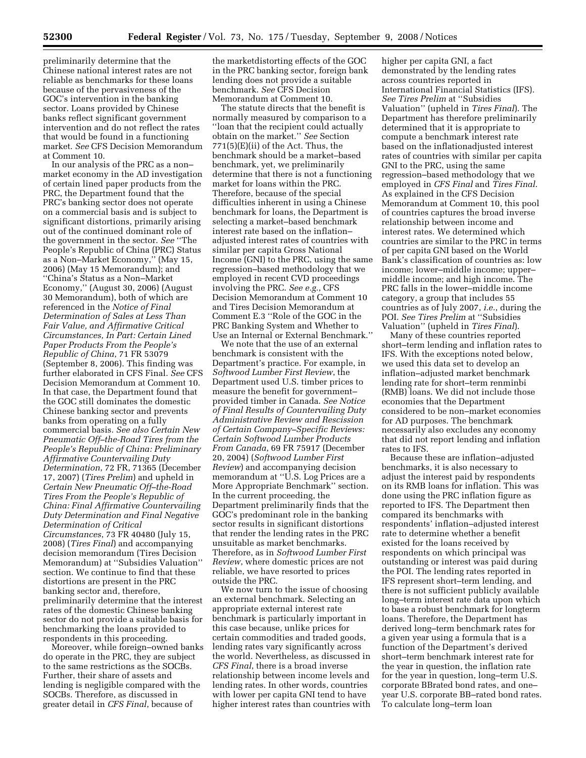preliminarily determine that the Chinese national interest rates are not reliable as benchmarks for these loans because of the pervasiveness of the GOC's intervention in the banking sector. Loans provided by Chinese banks reflect significant government intervention and do not reflect the rates that would be found in a functioning market. *See* CFS Decision Memorandum at Comment 10.

In our analysis of the PRC as a non–market economy in the AD investigation of certain lined paper products from the PRC, the Department found that the PRC's banking sector does not operate on a commercial basis and is subject to significant distortions, primarily arising out of the continued dominant role of the government in the sector. *See* ''The People's Republic of China (PRC) Status as a Non–Market Economy,'' (May 15, 2006) (May 15 Memorandum); and ''China's Status as a Non–Market Economy,'' (August 30, 2006) (August 30 Memorandum), both of which are referenced in the *Notice of Final Determination of Sales at Less Than Fair Value, and Affirmative Critical Circumstances, In Part: Certain Lined Paper Products From the People's Republic of China*, 71 FR 53079 (September 8, 2006). This finding was further elaborated in CFS Final. *See* CFS Decision Memorandum at Comment 10. In that case, the Department found that the GOC still dominates the domestic Chinese banking sector and prevents banks from operating on a fully commercial basis. *See also Certain New Pneumatic Off–the-Road Tires from the People's Republic of China: Preliminary Affirmative Countervailing Duty Determination*, 72 FR, 71365 (December 17, 2007) (*Tires Prelim*) and upheld in *Certain New Pneumatic Off–the-Road Tires From the People's Republic of China: Final Affirmative Countervailing Duty Determination and Final Negative Determination of Critical Circumstances*, 73 FR 40480 (July 15, 2008) (*Tires Final*) and accompanying decision memorandum (Tires Decision Memorandum) at ''Subsidies Valuation'' section. We continue to find that these distortions are present in the PRC banking sector and, therefore, preliminarily determine that the interest rates of the domestic Chinese banking sector do not provide a suitable basis for benchmarking the loans provided to respondents in this proceeding.

Moreover, while foreign–owned banks do operate in the PRC, they are subject to the same restrictions as the SOCBs. Further, their share of assets and lending is negligible compared with the SOCBs. Therefore, as discussed in greater detail in *CFS Final*, because of the marketdistorting effects of the GOC in the PRC banking sector, foreign bank lending does not provide a suitable benchmark. *See* CFS Decision Memorandum at Comment 10.

The statute directs that the benefit is normally measured by comparison to a ''loan that the recipient could actually obtain on the market.'' *See* Section 771(5)(E)(ii) of the Act. Thus, the benchmark should be a market–based benchmark, yet, we preliminarily determine that there is not a functioning market for loans within the PRC. Therefore, because of the special difficulties inherent in using a Chinese benchmark for loans, the Department is selecting a market–based benchmark interest rate based on the inflation–adjusted interest rates of countries with similar per capita Gross National Income (GNI) to the PRC, using the same regression–based methodology that we employed in recent CVD proceedings involving the PRC. *See e.g.*, CFS Decision Memorandum at Comment 10 and Tires Decision Memorandum at Comment E.3 ''Role of the GOC in the PRC Banking System and Whether to Use an Internal or External Benchmark.''

We note that the use of an external benchmark is consistent with the Department's practice. For example, in *Softwood Lumber First Review*, the Department used U.S. timber prices to measure the benefit for government–provided timber in Canada. *See Notice of Final Results of Countervailing Duty Administrative Review and Rescission of Certain Company–Specific Reviews: Certain Softwood Lumber Products From Canada*, 69 FR 75917 (December 20, 2004) (*Softwood Lumber First Review*) and accompanying decision memorandum at ''U.S. Log Prices are a More Appropriate Benchmark'' section. In the current proceeding, the Department preliminarily finds that the GOC's predominant role in the banking sector results in significant distortions that render the lending rates in the PRC unsuitable as market benchmarks. Therefore, as in *Softwood Lumber First Review*, where domestic prices are not reliable, we have resorted to prices outside the PRC.

We now turn to the issue of choosing an external benchmark. Selecting an appropriate external interest rate benchmark is particularly important in this case because, unlike prices for certain commodities and traded goods, lending rates vary significantly across the world. Nevertheless, as discussed in *CFS Final*, there is a broad inverse relationship between income levels and lending rates. In other words, countries with lower per capita GNI tend to have higher interest rates than countries with higher per capita GNI, a fact demonstrated by the lending rates across countries reported in International Financial Statistics (IFS). *See Tires Prelim* at ''Subsidies Valuation'' (upheld in *Tires Final*). The Department has therefore preliminarily determined that it is appropriate to compute a benchmark interest rate based on the inflationadjusted interest rates of countries with similar per capita GNI to the PRC, using the same regression–based methodology that we employed in *CFS Final* and *Tires Final*. As explained in the CFS Decision Memorandum at Comment 10, this pool of countries captures the broad inverse relationship between income and interest rates. We determined which countries are similar to the PRC in terms of per capita GNI based on the World Bank's classification of countries as: low income; lower–middle income; upper–middle income; and high income. The PRC falls in the lower–middle income category, a group that includes 55 countries as of July 2007, *i.e.*, during the POI. *See Tires Prelim* at ''Subsidies Valuation'' (upheld in *Tires Final*).

Many of these countries reported short–term lending and inflation rates to IFS. With the exceptions noted below, we used this data set to develop an inflation–adjusted market benchmark lending rate for short–term renminbi (RMB) loans. We did not include those economies that the Department considered to be non–market economies for AD purposes. The benchmark necessarily also excludes any economy that did not report lending and inflation rates to IFS.

Because these are inflation–adjusted benchmarks, it is also necessary to adjust the interest paid by respondents on its RMB loans for inflation. This was done using the PRC inflation figure as reported to IFS. The Department then compared its benchmarks with respondents' inflation–adjusted interest rate to determine whether a benefit existed for the loans received by respondents on which principal was outstanding or interest was paid during the POI. The lending rates reported in IFS represent short–term lending, and there is not sufficient publicly available long–term interest rate data upon which to base a robust benchmark for longterm loans. Therefore, the Department has derived long–term benchmark rates for a given year using a formula that is a function of the Department's derived short–term benchmark interest rate for the year in question, the inflation rate for the year in question, long–term U.S. corporate BBrated bond rates, and one–year U.S. corporate BB–rated bond rates. To calculate long–term loan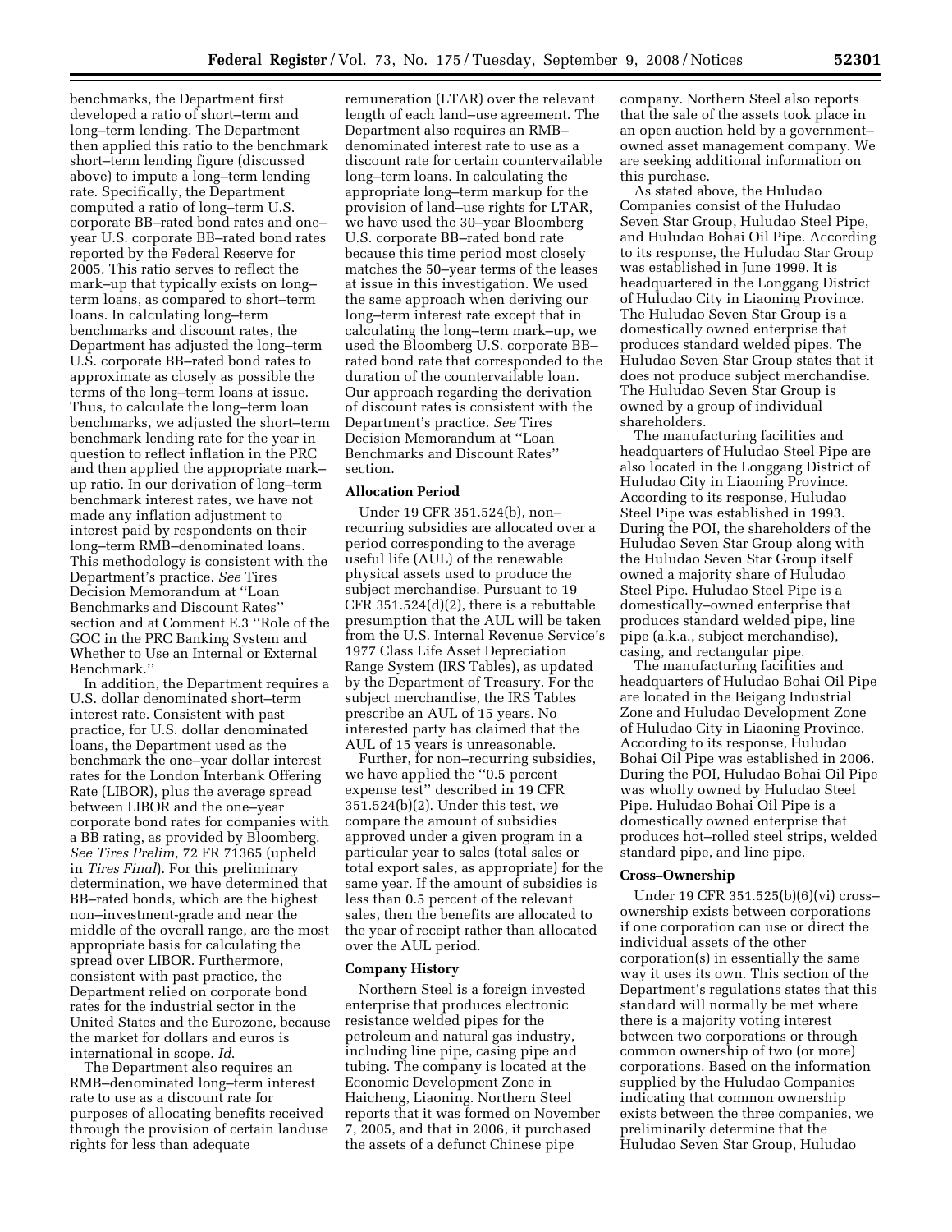benchmarks, the Department first developed a ratio of short–term and long–term lending. The Department then applied this ratio to the benchmark short–term lending figure (discussed above) to impute a long–term lending rate. Specifically, the Department computed a ratio of long–term U.S. corporate BB–rated bond rates and one–year U.S. corporate BB–rated bond rates reported by the Federal Reserve for 2005. This ratio serves to reflect the mark–up that typically exists on long–term loans, as compared to short–term loans. In calculating long–term benchmarks and discount rates, the Department has adjusted the long–term U.S. corporate BB–rated bond rates to approximate as closely as possible the terms of the long–term loans at issue. Thus, to calculate the long–term loan benchmarks, we adjusted the short–term benchmark lending rate for the year in question to reflect inflation in the PRC and then applied the appropriate mark–up ratio. In our derivation of long–term benchmark interest rates, we have not made any inflation adjustment to interest paid by respondents on their long–term RMB–denominated loans. This methodology is consistent with the Department's practice. *See* Tires Decision Memorandum at "Loan Benchmarks and Discount Rates" section and at Comment E.3 "Role of the GOC in the PRC Banking System and Whether to Use an Internal or External Benchmark."

In addition, the Department requires a U.S. dollar denominated short–term interest rate. Consistent with past practice, for U.S. dollar denominated loans, the Department used as the benchmark the one–year dollar interest rates for the London Interbank Offering Rate (LIBOR), plus the average spread between LIBOR and the one–year corporate bond rates for companies with a BB rating, as provided by Bloomberg. *See Tires Prelim*, 72 FR 71365 (upheld in *Tires Final*). For this preliminary determination, we have determined that BB–rated bonds, which are the highest non–investment-grade and near the middle of the overall range, are the most appropriate basis for calculating the spread over LIBOR. Furthermore, consistent with past practice, the Department relied on corporate bond rates for the industrial sector in the United States and the Eurozone, because the market for dollars and euros is international in scope. *Id*.

The Department also requires an RMB–denominated long–term interest rate to use as a discount rate for purposes of allocating benefits received through the provision of certain landuse rights for less than adequate remuneration (LTAR) over the relevant length of each land–use agreement. The Department also requires an RMB–denominated interest rate to use as a discount rate for certain countervailable long–term loans. In calculating the appropriate long–term markup for the provision of land–use rights for LTAR, we have used the 30–year Bloomberg U.S. corporate BB–rated bond rate because this time period most closely matches the 50–year terms of the leases at issue in this investigation. We used the same approach when deriving our long–term interest rate except that in calculating the long–term mark–up, we used the Bloomberg U.S. corporate BB–rated bond rate that corresponded to the duration of the countervailable loan. Our approach regarding the derivation of discount rates is consistent with the Department's practice. *See* Tires Decision Memorandum at "Loan Benchmarks and Discount Rates" section.

**Allocation Period**

Under 19 CFR 351.524(b), non–recurring subsidies are allocated over a period corresponding to the average useful life (AUL) of the renewable physical assets used to produce the subject merchandise. Pursuant to 19 CFR 351.524(d)(2), there is a rebuttable presumption that the AUL will be taken from the U.S. Internal Revenue Service's 1977 Class Life Asset Depreciation Range System (IRS Tables), as updated by the Department of Treasury. For the subject merchandise, the IRS Tables prescribe an AUL of 15 years. No interested party has claimed that the AUL of 15 years is unreasonable.

Further, for non–recurring subsidies, we have applied the "0.5 percent expense test" described in 19 CFR 351.524(b)(2). Under this test, we compare the amount of subsidies approved under a given program in a particular year to sales (total sales or total export sales, as appropriate) for the same year. If the amount of subsidies is less than 0.5 percent of the relevant sales, then the benefits are allocated to the year of receipt rather than allocated over the AUL period.

**Company History**

Northern Steel is a foreign invested enterprise that produces electronic resistance welded pipes for the petroleum and natural gas industry, including line pipe, casing pipe and tubing. The company is located at the Economic Development Zone in Haicheng, Liaoning. Northern Steel reports that it was formed on November 7, 2005, and that in 2006, it purchased the assets of a defunct Chinese pipe company. Northern Steel also reports that the sale of the assets took place in an open auction held by a government–owned asset management company. We are seeking additional information on this purchase.

As stated above, the Huludao Companies consist of the Huludao Seven Star Group, Huludao Steel Pipe, and Huludao Bohai Oil Pipe. According to its response, the Huludao Star Group was established in June 1999. It is headquartered in the Longgang District of Huludao City in Liaoning Province. The Huludao Seven Star Group is a domestically owned enterprise that produces standard welded pipes. The Huludao Seven Star Group states that it does not produce subject merchandise. The Huludao Seven Star Group is owned by a group of individual shareholders.

The manufacturing facilities and headquarters of Huludao Steel Pipe are also located in the Longgang District of Huludao City in Liaoning Province. According to its response, Huludao Steel Pipe was established in 1993. During the POI, the shareholders of the Huludao Seven Star Group along with the Huludao Seven Star Group itself owned a majority share of Huludao Steel Pipe. Huludao Steel Pipe is a domestically–owned enterprise that produces standard welded pipe, line pipe (a.k.a., subject merchandise), casing, and rectangular pipe.

The manufacturing facilities and headquarters of Huludao Bohai Oil Pipe are located in the Beigang Industrial Zone and Huludao Development Zone of Huludao City in Liaoning Province. According to its response, Huludao Bohai Oil Pipe was established in 2006. During the POI, Huludao Bohai Oil Pipe was wholly owned by Huludao Steel Pipe. Huludao Bohai Oil Pipe is a domestically owned enterprise that produces hot–rolled steel strips, welded standard pipe, and line pipe.

**Cross–Ownership**

Under 19 CFR 351.525(b)(6)(vi) cross–ownership exists between corporations if one corporation can use or direct the individual assets of the other corporation(s) in essentially the same way it uses its own. This section of the Department's regulations states that this standard will normally be met where there is a majority voting interest between two corporations or through common ownership of two (or more) corporations. Based on the information supplied by the Huludao Companies indicating that common ownership exists between the three companies, we preliminarily determine that the Huludao Seven Star Group, Huludao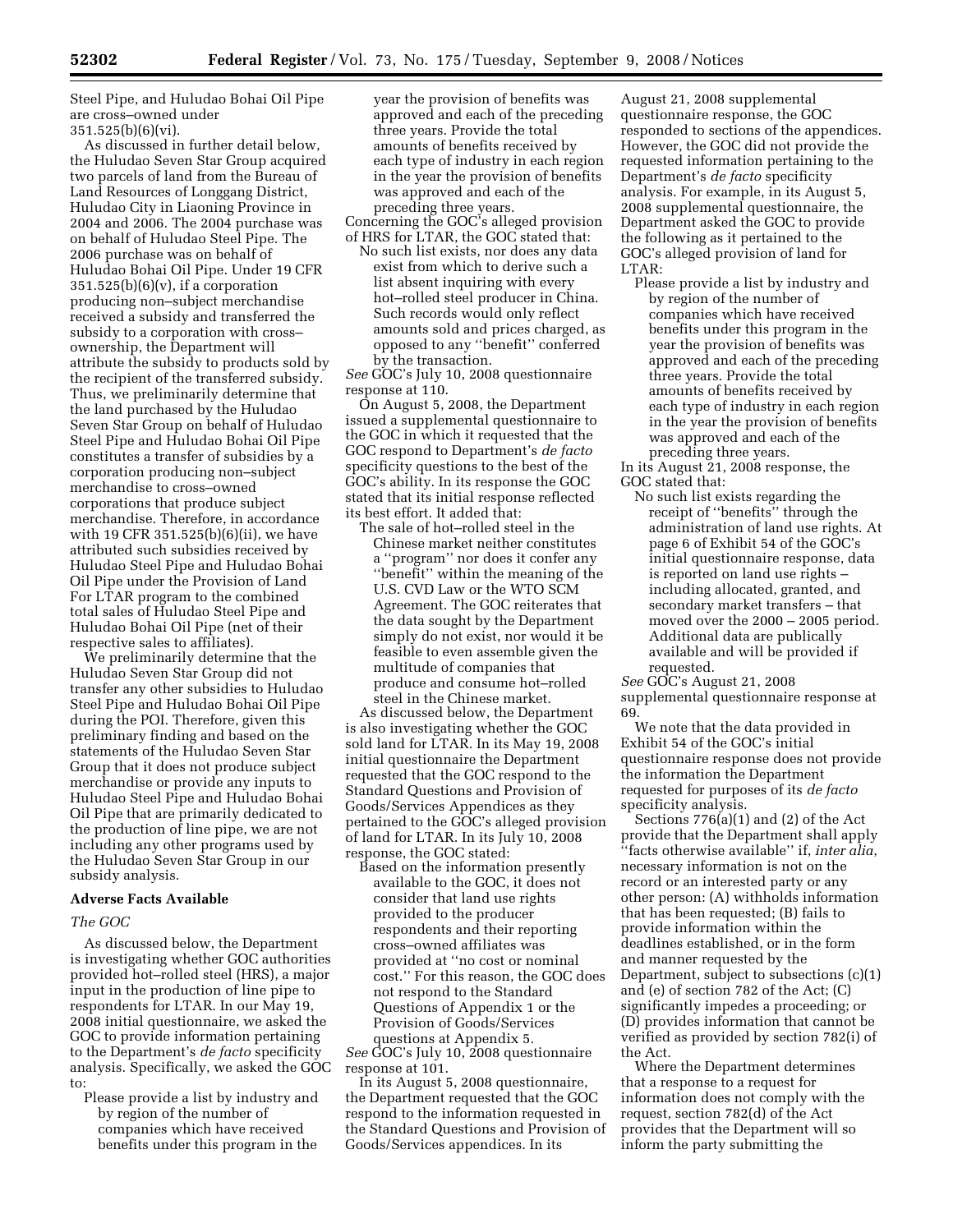Steel Pipe, and Huludao Bohai Oil Pipe are cross–owned under 351.525(b)(6)(vi).

As discussed in further detail below, the Huludao Seven Star Group acquired two parcels of land from the Bureau of Land Resources of Longgang District, Huludao City in Liaoning Province in 2004 and 2006. The 2004 purchase was on behalf of Huludao Steel Pipe. The 2006 purchase was on behalf of Huludao Bohai Oil Pipe. Under 19 CFR 351.525(b)(6)(v), if a corporation producing non–subject merchandise received a subsidy and transferred the subsidy to a corporation with cross–ownership, the Department will attribute the subsidy to products sold by the recipient of the transferred subsidy. Thus, we preliminarily determine that the land purchased by the Huludao Seven Star Group on behalf of Huludao Steel Pipe and Huludao Bohai Oil Pipe constitutes a transfer of subsidies by a corporation producing non–subject merchandise to cross–owned corporations that produce subject merchandise. Therefore, in accordance with 19 CFR 351.525(b)(6)(ii), we have attributed such subsidies received by Huludao Steel Pipe and Huludao Bohai Oil Pipe under the Provision of Land For LTAR program to the combined total sales of Huludao Steel Pipe and Huludao Bohai Oil Pipe (net of their respective sales to affiliates).

We preliminarily determine that the Huludao Seven Star Group did not transfer any other subsidies to Huludao Steel Pipe and Huludao Bohai Oil Pipe during the POI. Therefore, given this preliminary finding and based on the statements of the Huludao Seven Star Group that it does not produce subject merchandise or provide any inputs to Huludao Steel Pipe and Huludao Bohai Oil Pipe that are primarily dedicated to the production of line pipe, we are not including any other programs used by the Huludao Seven Star Group in our subsidy analysis.

**Adverse Facts Available**

*The GOC*

As discussed below, the Department is investigating whether GOC authorities provided hot–rolled steel (HRS), a major input in the production of line pipe to respondents for LTAR. In our May 19, 2008 initial questionnaire, we asked the GOC to provide information pertaining to the Department's *de facto* specificity analysis. Specifically, we asked the GOC to:

> Please provide a list by industry and by region of the number of companies which have received benefits under this program in the year the provision of benefits was approved and each of the preceding three years. Provide the total amounts of benefits received by each type of industry in each region in the year the provision of benefits was approved and each of the preceding three years.

Concerning the GOC's alleged provision of HRS for LTAR, the GOC stated that:

> No such list exists, nor does any data exist from which to derive such a list absent inquiring with every hot–rolled steel producer in China. Such records would only reflect amounts sold and prices charged, as opposed to any ''benefit'' conferred by the transaction.

*See* GOC's July 10, 2008 questionnaire response at 110.

On August 5, 2008, the Department issued a supplemental questionnaire to the GOC in which it requested that the GOC respond to Department's *de facto* specificity questions to the best of the GOC's ability. In its response the GOC stated that its initial response reflected its best effort. It added that:

> The sale of hot–rolled steel in the Chinese market neither constitutes a ''program'' nor does it confer any ''benefit'' within the meaning of the U.S. CVD Law or the WTO SCM Agreement. The GOC reiterates that the data sought by the Department simply do not exist, nor would it be feasible to even assemble given the multitude of companies that produce and consume hot–rolled steel in the Chinese market.

As discussed below, the Department is also investigating whether the GOC sold land for LTAR. In its May 19, 2008 initial questionnaire the Department requested that the GOC respond to the Standard Questions and Provision of Goods/Services Appendices as they pertained to the GOC's alleged provision of land for LTAR. In its July 10, 2008 response, the GOC stated:

> Based on the information presently available to the GOC, it does not consider that land use rights provided to the producer respondents and their reporting cross–owned affiliates was provided at ''no cost or nominal cost.'' For this reason, the GOC does not respond to the Standard Questions of Appendix 1 or the Provision of Goods/Services questions at Appendix 5.

*See* GOC's July 10, 2008 questionnaire response at 101.

In its August 5, 2008 questionnaire, the Department requested that the GOC respond to the information requested in the Standard Questions and Provision of Goods/Services appendices. In its August 21, 2008 supplemental questionnaire response, the GOC responded to sections of the appendices. However, the GOC did not provide the requested information pertaining to the Department's *de facto* specificity analysis. For example, in its August 5, 2008 supplemental questionnaire, the Department asked the GOC to provide the following as it pertained to the GOC's alleged provision of land for LTAR:

> Please provide a list by industry and by region of the number of companies which have received benefits under this program in the year the provision of benefits was approved and each of the preceding three years. Provide the total amounts of benefits received by each type of industry in each region in the year the provision of benefits was approved and each of the preceding three years.

In its August 21, 2008 response, the GOC stated that:

> No such list exists regarding the receipt of ''benefits'' through the administration of land use rights. At page 6 of Exhibit 54 of the GOC's initial questionnaire response, data is reported on land use rights – including allocated, granted, and secondary market transfers – that moved over the 2000 – 2005 period. Additional data are publically available and will be provided if requested.

*See* GOC's August 21, 2008 supplemental questionnaire response at 69.

We note that the data provided in Exhibit 54 of the GOC's initial questionnaire response does not provide the information the Department requested for purposes of its *de facto* specificity analysis.

Sections 776(a)(1) and (2) of the Act provide that the Department shall apply ''facts otherwise available'' if, *inter alia*, necessary information is not on the record or an interested party or any other person: (A) withholds information that has been requested; (B) fails to provide information within the deadlines established, or in the form and manner requested by the Department, subject to subsections (c)(1) and (e) of section 782 of the Act; (C) significantly impedes a proceeding; or (D) provides information that cannot be verified as provided by section 782(i) of the Act.

Where the Department determines that a response to a request for information does not comply with the request, section 782(d) of the Act provides that the Department will so inform the party submitting the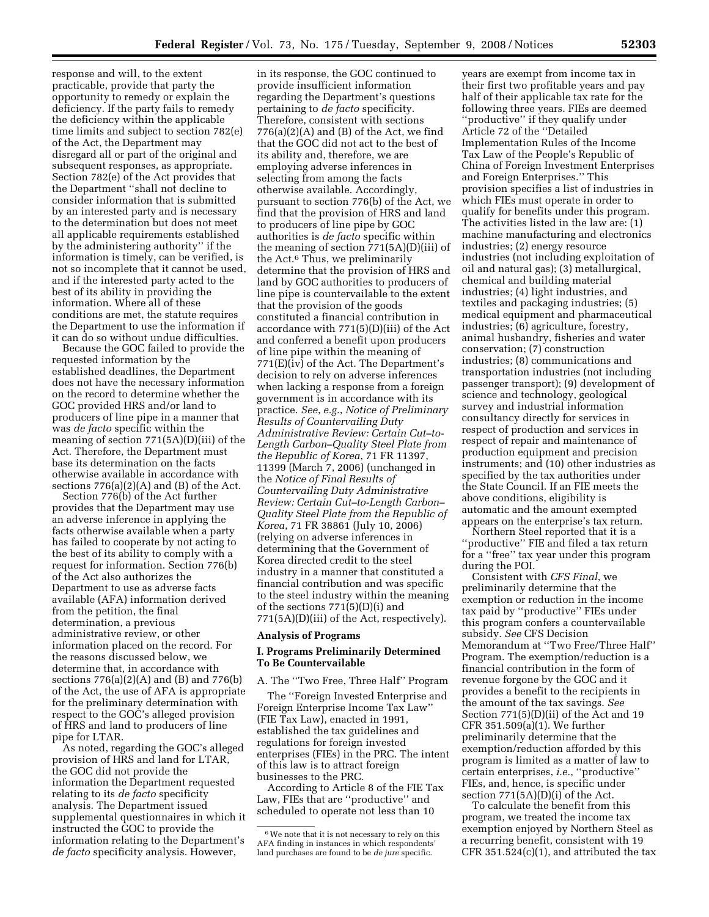response and will, to the extent practicable, provide that party the opportunity to remedy or explain the deficiency. If the party fails to remedy the deficiency within the applicable time limits and subject to section 782(e) of the Act, the Department may disregard all or part of the original and subsequent responses, as appropriate. Section 782(e) of the Act provides that the Department ''shall not decline to consider information that is submitted by an interested party and is necessary to the determination but does not meet all applicable requirements established by the administering authority'' if the information is timely, can be verified, is not so incomplete that it cannot be used, and if the interested party acted to the best of its ability in providing the information. Where all of these conditions are met, the statute requires the Department to use the information if it can do so without undue difficulties.

Because the GOC failed to provide the requested information by the established deadlines, the Department does not have the necessary information on the record to determine whether the GOC provided HRS and/or land to producers of line pipe in a manner that was *de facto* specific within the meaning of section 771(5A)(D)(iii) of the Act. Therefore, the Department must base its determination on the facts otherwise available in accordance with sections 776(a)(2)(A) and (B) of the Act.

Section 776(b) of the Act further provides that the Department may use an adverse inference in applying the facts otherwise available when a party has failed to cooperate by not acting to the best of its ability to comply with a request for information. Section 776(b) of the Act also authorizes the Department to use as adverse facts available (AFA) information derived from the petition, the final determination, a previous administrative review, or other information placed on the record. For the reasons discussed below, we determine that, in accordance with sections 776(a)(2)(A) and (B) and 776(b) of the Act, the use of AFA is appropriate for the preliminary determination with respect to the GOC's alleged provision of HRS and land to producers of line pipe for LTAR.

As noted, regarding the GOC's alleged provision of HRS and land for LTAR, the GOC did not provide the information the Department requested relating to its *de facto* specificity analysis. The Department issued supplemental questionnaires in which it instructed the GOC to provide the information relating to the Department's *de facto* specificity analysis. However, in its response, the GOC continued to provide insufficient information regarding the Department's questions pertaining to *de facto* specificity. Therefore, consistent with sections 776(a)(2)(A) and (B) of the Act, we find that the GOC did not act to the best of its ability and, therefore, we are employing adverse inferences in selecting from among the facts otherwise available. Accordingly, pursuant to section 776(b) of the Act, we find that the provision of HRS and land to producers of line pipe by GOC authorities is *de facto* specific within the meaning of section 771(5A)(D)(iii) of the Act.[6] Thus, we preliminarily determine that the provision of HRS and land by GOC authorities to producers of line pipe is countervailable to the extent that the provision of the goods constituted a financial contribution in accordance with 771(5)(D)(iii) of the Act and conferred a benefit upon producers of line pipe within the meaning of 771(E)(iv) of the Act. The Department's decision to rely on adverse inferences when lacking a response from a foreign government is in accordance with its practice. *See*, *e.g.*, *Notice of Preliminary Results of Countervailing Duty Administrative Review: Certain Cut–to-Length Carbon–Quality Steel Plate from the Republic of Korea*, 71 FR 11397, 11399 (March 7, 2006) (unchanged in the *Notice of Final Results of Countervailing Duty Administrative Review: Certain Cut–to-Length Carbon–Quality Steel Plate from the Republic of Korea*, 71 FR 38861 (July 10, 2006) (relying on adverse inferences in determining that the Government of Korea directed credit to the steel industry in a manner that constituted a financial contribution and was specific to the steel industry within the meaning of the sections 771(5)(D)(i) and 771(5A)(D)(iii) of the Act, respectively).

## Analysis of Programs

### I. Programs Preliminarily Determined To Be Countervailable

A. The ''Two Free, Three Half'' Program

The ''Foreign Invested Enterprise and Foreign Enterprise Income Tax Law'' (FIE Tax Law), enacted in 1991, established the tax guidelines and regulations for foreign invested enterprises (FIEs) in the PRC. The intent of this law is to attract foreign businesses to the PRC.

According to Article 8 of the FIE Tax Law, FIEs that are ''productive'' and scheduled to operate not less than 10 years are exempt from income tax in their first two profitable years and pay half of their applicable tax rate for the following three years. FIEs are deemed ''productive'' if they qualify under Article 72 of the ''Detailed Implementation Rules of the Income Tax Law of the People's Republic of China of Foreign Investment Enterprises and Foreign Enterprises.'' This provision specifies a list of industries in which FIEs must operate in order to qualify for benefits under this program. The activities listed in the law are: (1) machine manufacturing and electronics industries; (2) energy resource industries (not including exploitation of oil and natural gas); (3) metallurgical, chemical and building material industries; (4) light industries, and textiles and packaging industries; (5) medical equipment and pharmaceutical industries; (6) agriculture, forestry, animal husbandry, fisheries and water conservation; (7) construction industries; (8) communications and transportation industries (not including passenger transport); (9) development of science and technology, geological survey and industrial information consultancy directly for services in respect of production and services in respect of repair and maintenance of production equipment and precision instruments; and (10) other industries as specified by the tax authorities under the State Council. If an FIE meets the above conditions, eligibility is automatic and the amount exempted appears on the enterprise's tax return.

Northern Steel reported that it is a ''productive'' FIE and filed a tax return for a ''free'' tax year under this program during the POI.

Consistent with *CFS Final*, we preliminarily determine that the exemption or reduction in the income tax paid by ''productive'' FIEs under this program confers a countervailable subsidy. *See* CFS Decision Memorandum at ''Two Free/Three Half'' Program. The exemption/reduction is a financial contribution in the form of revenue forgone by the GOC and it provides a benefit to the recipients in the amount of the tax savings. *See* Section 771(5)(D)(ii) of the Act and 19 CFR 351.509(a)(1). We further preliminarily determine that the exemption/reduction afforded by this program is limited as a matter of law to certain enterprises, *i.e.*, ''productive'' FIEs, and, hence, is specific under section 771(5A)(D)(i) of the Act.

To calculate the benefit from this program, we treated the income tax exemption enjoyed by Northern Steel as a recurring benefit, consistent with 19 CFR 351.524(c)(1), and attributed the tax

[6] We note that it is not necessary to rely on this AFA finding in instances in which respondents' land purchases are found to be *de jure* specific.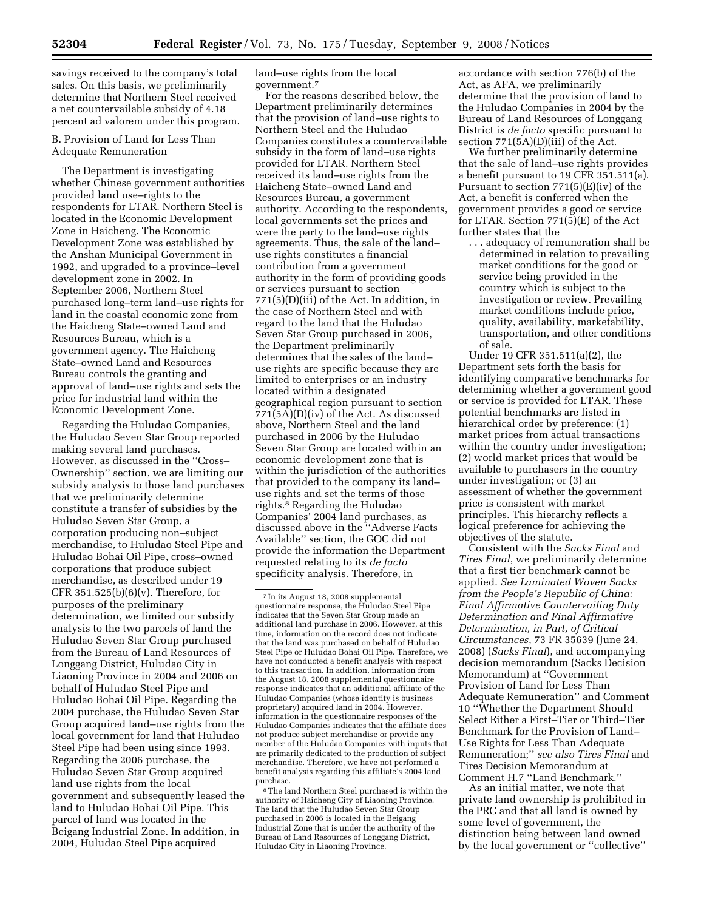savings received to the company's total sales. On this basis, we preliminarily determine that Northern Steel received a net countervailable subsidy of 4.18 percent ad valorem under this program.

B. Provision of Land for Less Than Adequate Remuneration

The Department is investigating whether Chinese government authorities provided land use–rights to the respondents for LTAR. Northern Steel is located in the Economic Development Zone in Haicheng. The Economic Development Zone was established by the Anshan Municipal Government in 1992, and upgraded to a province–level development zone in 2002. In September 2006, Northern Steel purchased long–term land–use rights for land in the coastal economic zone from the Haicheng State–owned Land and Resources Bureau, which is a government agency. The Haicheng State–owned Land and Resources Bureau controls the granting and approval of land–use rights and sets the price for industrial land within the Economic Development Zone.

Regarding the Huludao Companies, the Huludao Seven Star Group reported making several land purchases. However, as discussed in the ''Cross–Ownership'' section, we are limiting our subsidy analysis to those land purchases that we preliminarily determine constitute a transfer of subsidies by the Huludao Seven Star Group, a corporation producing non–subject merchandise, to Huludao Steel Pipe and Huludao Bohai Oil Pipe, cross–owned corporations that produce subject merchandise, as described under 19 CFR 351.525(b)(6)(v). Therefore, for purposes of the preliminary determination, we limited our subsidy analysis to the two parcels of land the Huludao Seven Star Group purchased from the Bureau of Land Resources of Longgang District, Huludao City in Liaoning Province in 2004 and 2006 on behalf of Huludao Steel Pipe and Huludao Bohai Oil Pipe. Regarding the 2004 purchase, the Huludao Seven Star Group acquired land–use rights from the local government for land that Huludao Steel Pipe had been using since 1993. Regarding the 2006 purchase, the Huludao Seven Star Group acquired land use rights from the local government and subsequently leased the land to Huludao Bohai Oil Pipe. This parcel of land was located in the Beigang Industrial Zone. In addition, in 2004, Huludao Steel Pipe acquired land–use rights from the local government.[7]

For the reasons described below, the Department preliminarily determines that the provision of land–use rights to Northern Steel and the Huludao Companies constitutes a countervailable subsidy in the form of land–use rights provided for LTAR. Northern Steel received its land–use rights from the Haicheng State–owned Land and Resources Bureau, a government authority. According to the respondents, local governments set the prices and were the party to the land–use rights agreements. Thus, the sale of the land–use rights constitutes a financial contribution from a government authority in the form of providing goods or services pursuant to section 771(5)(D)(iii) of the Act. In addition, in the case of Northern Steel and with regard to the land that the Huludao Seven Star Group purchased in 2006, the Department preliminarily determines that the sales of the land–use rights are specific because they are limited to enterprises or an industry located within a designated geographical region pursuant to section 771(5A)(D)(iv) of the Act. As discussed above, Northern Steel and the land purchased in 2006 by the Huludao Seven Star Group are located within an economic development zone that is within the jurisdiction of the authorities that provided to the company its land–use rights and set the terms of those rights.[8] Regarding the Huludao Companies' 2004 land purchases, as discussed above in the ''Adverse Facts Available'' section, the GOC did not provide the information the Department requested relating to its *de facto* specificity analysis. Therefore, in accordance with section 776(b) of the Act, as AFA, we preliminarily determine that the provision of land to the Huludao Companies in 2004 by the Bureau of Land Resources of Longgang District is *de facto* specific pursuant to section 771(5A)(D)(iii) of the Act.

We further preliminarily determine that the sale of land–use rights provides a benefit pursuant to 19 CFR 351.511(a). Pursuant to section 771(5)(E)(iv) of the Act, a benefit is conferred when the government provides a good or service for LTAR. Section 771(5)(E) of the Act further states that the

> . . . adequacy of remuneration shall be determined in relation to prevailing market conditions for the good or service being provided in the country which is subject to the investigation or review. Prevailing market conditions include price, quality, availability, marketability, transportation, and other conditions of sale.

Under 19 CFR 351.511(a)(2), the Department sets forth the basis for identifying comparative benchmarks for determining whether a government good or service is provided for LTAR. These potential benchmarks are listed in hierarchical order by preference: (1) market prices from actual transactions within the country under investigation; (2) world market prices that would be available to purchasers in the country under investigation; or (3) an assessment of whether the government price is consistent with market principles. This hierarchy reflects a logical preference for achieving the objectives of the statute.

Consistent with the *Sacks Final* and *Tires Final*, we preliminarily determine that a first tier benchmark cannot be applied. *See Laminated Woven Sacks from the People's Republic of China: Final Affirmative Countervailing Duty Determination and Final Affirmative Determination, in Part, of Critical Circumstances*, 73 FR 35639 (June 24, 2008) (*Sacks Final*), and accompanying decision memorandum (Sacks Decision Memorandum) at ''Government Provision of Land for Less Than Adequate Remuneration'' and Comment 10 ''Whether the Department Should Select Either a First–Tier or Third–Tier Benchmark for the Provision of Land–Use Rights for Less Than Adequate Remuneration;'' *see also Tires Final* and Tires Decision Memorandum at Comment H.7 ''Land Benchmark.''

As an initial matter, we note that private land ownership is prohibited in the PRC and that all land is owned by some level of government, the distinction being between land owned by the local government or ''collective''

[7] In its August 18, 2008 supplemental questionnaire response, the Huludao Steel Pipe indicates that the Seven Star Group made an additional land purchase in 2006. However, at this time, information on the record does not indicate that the land was purchased on behalf of Huludao Steel Pipe or Huludao Bohai Oil Pipe. Therefore, we have not conducted a benefit analysis with respect to this transaction. In addition, information from the August 18, 2008 supplemental questionnaire response indicates that an additional affiliate of the Huludao Companies (whose identity is business proprietary) acquired land in 2004. However, information in the questionnaire responses of the Huludao Companies indicates that the affiliate does not produce subject merchandise or provide any member of the Huludao Companies with inputs that are primarily dedicated to the production of subject merchandise. Therefore, we have not performed a benefit analysis regarding this affiliate's 2004 land purchase.

[8] The land Northern Steel purchased is within the authority of Haicheng City of Liaoning Province. The land that the Huludao Seven Star Group purchased in 2006 is located in the Beigang Industrial Zone that is under the authority of the Bureau of Land Resources of Longgang District, Huludao City in Liaoning Province.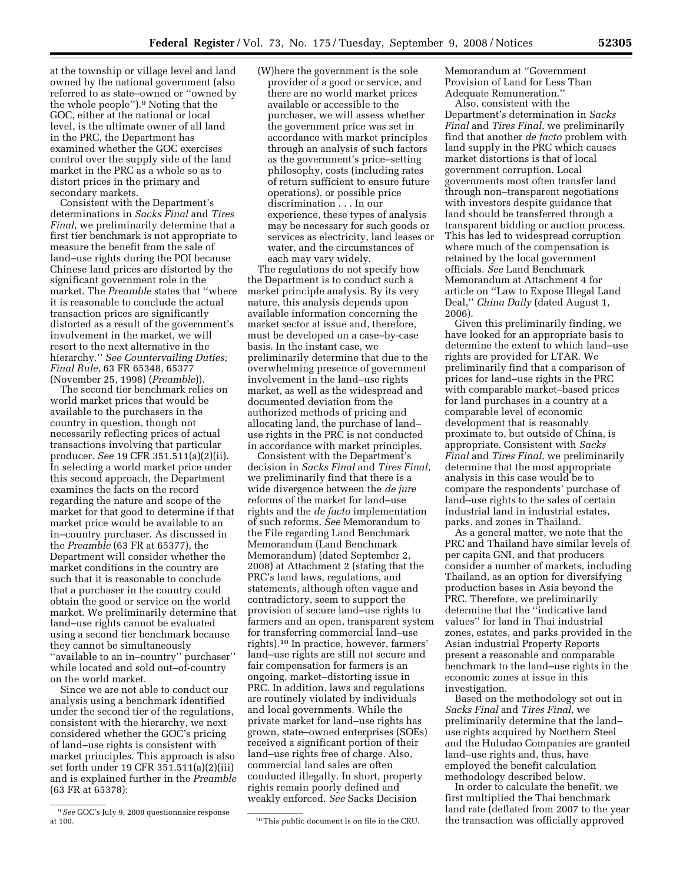at the township or village level and land owned by the national government (also referred to as state–owned or ''owned by the whole people'').[9] Noting that the GOC, either at the national or local level, is the ultimate owner of all land in the PRC, the Department has examined whether the GOC exercises control over the supply side of the land market in the PRC as a whole so as to distort prices in the primary and secondary markets.

Consistent with the Department's determinations in *Sacks Final* and *Tires Final*, we preliminarily determine that a first tier benchmark is not appropriate to measure the benefit from the sale of land–use rights during the POI because Chinese land prices are distorted by the significant government role in the market. The *Preamble* states that ''where it is reasonable to conclude the actual transaction prices are significantly distorted as a result of the government's involvement in the market, we will resort to the next alternative in the hierarchy.'' *See Countervailing Duties; Final Rule*, 63 FR 65348, 65377 (November 25, 1998) (*Preamble*)).

The second tier benchmark relies on world market prices that would be available to the purchasers in the country in question, though not necessarily reflecting prices of actual transactions involving that particular producer. *See* 19 CFR 351.511(a)(2)(ii). In selecting a world market price under this second approach, the Department examines the facts on the record regarding the nature and scope of the market for that good to determine if that market price would be available to an in–country purchaser. As discussed in the *Preamble* (63 FR at 65377), the Department will consider whether the market conditions in the country are such that it is reasonable to conclude that a purchaser in the country could obtain the good or service on the world market. We preliminarily determine that land–use rights cannot be evaluated using a second tier benchmark because they cannot be simultaneously ''available to an in–country'' purchaser'' while located and sold out–of-country on the world market.

Since we are not able to conduct our analysis using a benchmark identified under the second tier of the regulations, consistent with the hierarchy, we next considered whether the GOC's pricing of land–use rights is consistent with market principles. This approach is also set forth under 19 CFR 351.511(a)(2)(iii) and is explained further in the *Preamble* (63 FR at 65378):

> (W)here the government is the sole provider of a good or service, and there are no world market prices available or accessible to the purchaser, we will assess whether the government price was set in accordance with market principles through an analysis of such factors as the government's price–setting philosophy, costs (including rates of return sufficient to ensure future operations), or possible price discrimination . . . In our experience, these types of analysis may be necessary for such goods or services as electricity, land leases or water, and the circumstances of each may vary widely.

The regulations do not specify how the Department is to conduct such a market principle analysis. By its very nature, this analysis depends upon available information concerning the market sector at issue and, therefore, must be developed on a case–by-case basis. In the instant case, we preliminarily determine that due to the overwhelming presence of government involvement in the land–use rights market, as well as the widespread and documented deviation from the authorized methods of pricing and allocating land, the purchase of land–use rights in the PRC is not conducted in accordance with market principles.

Consistent with the Department's decision in *Sacks Final* and *Tires Final*, we preliminarily find that there is a wide divergence between the *de jure* reforms of the market for land–use rights and the *de facto* implementation of such reforms. *See* Memorandum to the File regarding Land Benchmark Memorandum (Land Benchmark Memorandum) (dated September 2, 2008) at Attachment 2 (stating that the PRC's land laws, regulations, and statements, although often vague and contradictory, seem to support the provision of secure land–use rights to farmers and an open, transparent system for transferring commercial land–use rights).[10] In practice, however, farmers' land–use rights are still not secure and fair compensation for farmers is an ongoing, market–distorting issue in PRC. In addition, laws and regulations are routinely violated by individuals and local governments. While the private market for land–use rights has grown, state–owned enterprises (SOEs) received a significant portion of their land–use rights free of charge. Also, commercial land sales are often conducted illegally. In short, property rights remain poorly defined and weakly enforced. *See* Sacks Decision Memorandum at ''Government Provision of Land for Less Than Adequate Remuneration.''

Also, consistent with the Department's determination in *Sacks Final* and *Tires Final*, we preliminarily find that another *de facto* problem with land supply in the PRC which causes market distortions is that of local government corruption. Local governments most often transfer land through non–transparent negotiations with investors despite guidance that land should be transferred through a transparent bidding or auction process. This has led to widespread corruption where much of the compensation is retained by the local government officials. *See* Land Benchmark Memorandum at Attachment 4 for article on ''Law to Expose Illegal Land Deal,'' *China Daily* (dated August 1, 2006).

Given this preliminarily finding, we have looked for an appropriate basis to determine the extent to which land–use rights are provided for LTAR. We preliminarily find that a comparison of prices for land–use rights in the PRC with comparable market–based prices for land purchases in a country at a comparable level of economic development that is reasonably proximate to, but outside of China, is appropriate. Consistent with *Sacks Final* and *Tires Final*, we preliminarily determine that the most appropriate analysis in this case would be to compare the respondents' purchase of land–use rights to the sales of certain industrial land in industrial estates, parks, and zones in Thailand.

As a general matter, we note that the PRC and Thailand have similar levels of per capita GNI, and that producers consider a number of markets, including Thailand, as an option for diversifying production bases in Asia beyond the PRC. Therefore, we preliminarily determine that the ''indicative land values'' for land in Thai industrial zones, estates, and parks provided in the Asian industrial Property Reports present a reasonable and comparable benchmark to the land–use rights in the economic zones at issue in this investigation.

Based on the methodology set out in *Sacks Final* and *Tires Final*, we preliminarily determine that the land–use rights acquired by Northern Steel and the Huludao Companies are granted land–use rights and, thus, have employed the benefit calculation methodology described below.

In order to calculate the benefit, we first multiplied the Thai benchmark land rate (deflated from 2007 to the year the transaction was officially approved

---

[9] *See* GOC's July 9, 2008 questionnaire response at 100.

[10] This public document is on file in the CRU.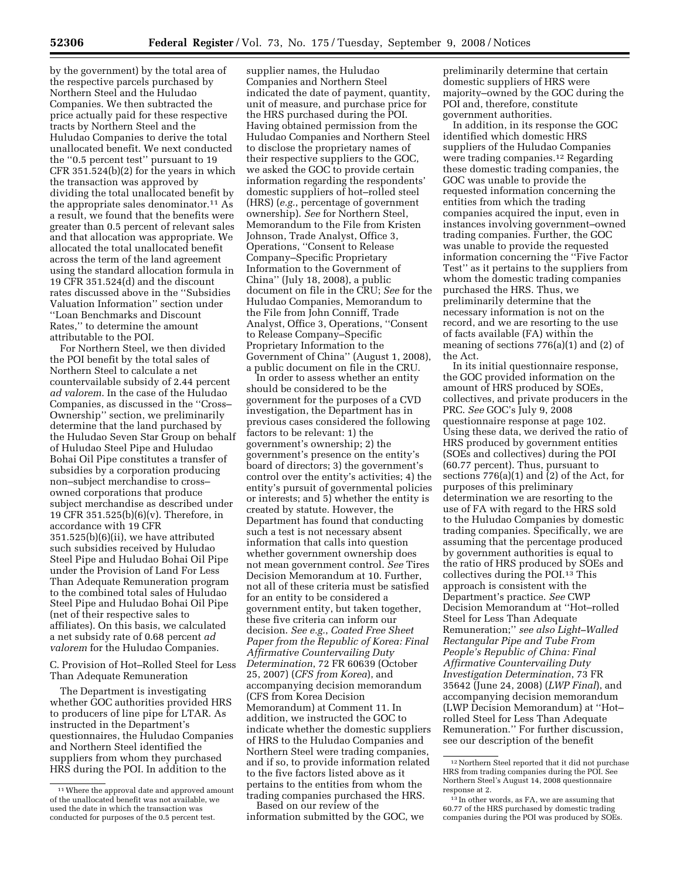by the government) by the total area of the respective parcels purchased by Northern Steel and the Huludao Companies. We then subtracted the price actually paid for these respective tracts by Northern Steel and the Huludao Companies to derive the total unallocated benefit. We next conducted the ''0.5 percent test'' pursuant to 19 CFR 351.524(b)(2) for the years in which the transaction was approved by dividing the total unallocated benefit by the appropriate sales denominator.[11] As a result, we found that the benefits were greater than 0.5 percent of relevant sales and that allocation was appropriate. We allocated the total unallocated benefit across the term of the land agreement using the standard allocation formula in 19 CFR 351.524(d) and the discount rates discussed above in the ''Subsidies Valuation Information'' section under ''Loan Benchmarks and Discount Rates,'' to determine the amount attributable to the POI.

For Northern Steel, we then divided the POI benefit by the total sales of Northern Steel to calculate a net countervailable subsidy of 2.44 percent *ad valorem*. In the case of the Huludao Companies, as discussed in the ''Cross–Ownership'' section, we preliminarily determine that the land purchased by the Huludao Seven Star Group on behalf of Huludao Steel Pipe and Huludao Bohai Oil Pipe constitutes a transfer of subsidies by a corporation producing non–subject merchandise to cross–owned corporations that produce subject merchandise as described under 19 CFR 351.525(b)(6)(v). Therefore, in accordance with 19 CFR 351.525(b)(6)(ii), we have attributed such subsidies received by Huludao Steel Pipe and Huludao Bohai Oil Pipe under the Provision of Land For Less Than Adequate Remuneration program to the combined total sales of Huludao Steel Pipe and Huludao Bohai Oil Pipe (net of their respective sales to affiliates). On this basis, we calculated a net subsidy rate of 0.68 percent *ad valorem* for the Huludao Companies.

C. Provision of Hot–Rolled Steel for Less Than Adequate Remuneration

The Department is investigating whether GOC authorities provided HRS to producers of line pipe for LTAR. As instructed in the Department's questionnaires, the Huludao Companies and Northern Steel identified the suppliers from whom they purchased HRS during the POI. In addition to the supplier names, the Huludao Companies and Northern Steel indicated the date of payment, quantity, unit of measure, and purchase price for the HRS purchased during the POI. Having obtained permission from the Huludao Companies and Northern Steel to disclose the proprietary names of their respective suppliers to the GOC, we asked the GOC to provide certain information regarding the respondents' domestic suppliers of hot–rolled steel (HRS) (*e.g.*, percentage of government ownership). *See* for Northern Steel, Memorandum to the File from Kristen Johnson, Trade Analyst, Office 3, Operations, ''Consent to Release Company–Specific Proprietary Information to the Government of China'' (July 18, 2008), a public document on file in the CRU; *See* for the Huludao Companies, Memorandum to the File from John Conniff, Trade Analyst, Office 3, Operations, ''Consent to Release Company–Specific Proprietary Information to the Government of China'' (August 1, 2008), a public document on file in the CRU.

In order to assess whether an entity should be considered to be the government for the purposes of a CVD investigation, the Department has in previous cases considered the following factors to be relevant: 1) the government's ownership; 2) the government's presence on the entity's board of directors; 3) the government's control over the entity's activities; 4) the entity's pursuit of governmental policies or interests; and 5) whether the entity is created by statute. However, the Department has found that conducting such a test is not necessary absent information that calls into question whether government ownership does not mean government control. *See* Tires Decision Memorandum at 10. Further, not all of these criteria must be satisfied for an entity to be considered a government entity, but taken together, these five criteria can inform our decision. *See e.g.*, *Coated Free Sheet Paper from the Republic of Korea: Final Affirmative Countervailing Duty Determination*, 72 FR 60639 (October 25, 2007) (*CFS from Korea*), and accompanying decision memorandum (CFS from Korea Decision Memorandum) at Comment 11. In addition, we instructed the GOC to indicate whether the domestic suppliers of HRS to the Huludao Companies and Northern Steel were trading companies, and if so, to provide information related to the five factors listed above as it pertains to the entities from whom the trading companies purchased the HRS.

Based on our review of the information submitted by the GOC, we preliminarily determine that certain domestic suppliers of HRS were majority–owned by the GOC during the POI and, therefore, constitute government authorities.

In addition, in its response the GOC identified which domestic HRS suppliers of the Huludao Companies were trading companies.[12] Regarding these domestic trading companies, the GOC was unable to provide the requested information concerning the entities from which the trading companies acquired the input, even in instances involving government–owned trading companies. Further, the GOC was unable to provide the requested information concerning the ''Five Factor Test'' as it pertains to the suppliers from whom the domestic trading companies purchased the HRS. Thus, we preliminarily determine that the necessary information is not on the record, and we are resorting to the use of facts available (FA) within the meaning of sections 776(a)(1) and (2) of the Act.

In its initial questionnaire response, the GOC provided information on the amount of HRS produced by SOEs, collectives, and private producers in the PRC. *See* GOC's July 9, 2008 questionnaire response at page 102. Using these data, we derived the ratio of HRS produced by government entities (SOEs and collectives) during the POI (60.77 percent). Thus, pursuant to sections 776(a)(1) and (2) of the Act, for purposes of this preliminary determination we are resorting to the use of FA with regard to the HRS sold to the Huludao Companies by domestic trading companies. Specifically, we are assuming that the percentage produced by government authorities is equal to the ratio of HRS produced by SOEs and collectives during the POI.[13] This approach is consistent with the Department's practice. *See* CWP Decision Memorandum at ''Hot–rolled Steel for Less Than Adequate Remuneration;'' *see also Light–Walled Rectangular Pipe and Tube From People's Republic of China: Final Affirmative Countervailing Duty Investigation Determination*, 73 FR 35642 (June 24, 2008) (*LWP Final*), and accompanying decision memorandum (LWP Decision Memorandum) at ''Hot–rolled Steel for Less Than Adequate Remuneration.'' For further discussion, see our description of the benefit

---

[11] Where the approval date and approved amount of the unallocated benefit was not available, we used the date in which the transaction was conducted for purposes of the 0.5 percent test.

[12] Northern Steel reported that it did not purchase HRS from trading companies during the POI. See Northern Steel's August 14, 2008 questionnaire response at 2.

[13] In other words, as FA, we are assuming that 60.77 of the HRS purchased by domestic trading companies during the POI was produced by SOEs.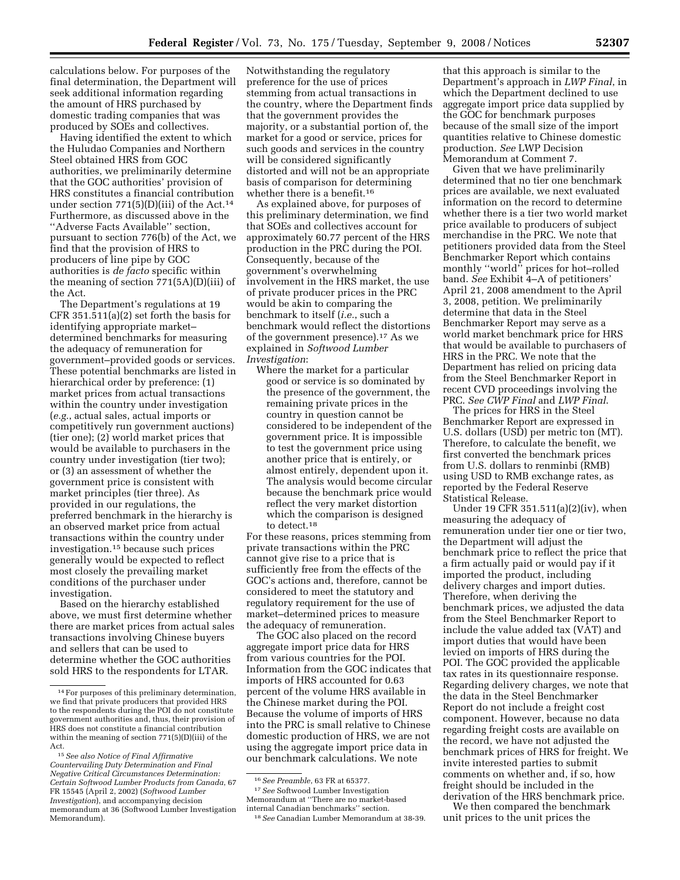calculations below. For purposes of the final determination, the Department will seek additional information regarding the amount of HRS purchased by domestic trading companies that was produced by SOEs and collectives.

Having identified the extent to which the Huludao Companies and Northern Steel obtained HRS from GOC authorities, we preliminarily determine that the GOC authorities' provision of HRS constitutes a financial contribution under section 771(5)(D)(iii) of the Act.[14] Furthermore, as discussed above in the ''Adverse Facts Available'' section, pursuant to section 776(b) of the Act, we find that the provision of HRS to producers of line pipe by GOC authorities is *de facto* specific within the meaning of section 771(5A)(D)(iii) of the Act.

The Department's regulations at 19 CFR 351.511(a)(2) set forth the basis for identifying appropriate market–determined benchmarks for measuring the adequacy of remuneration for government–provided goods or services. These potential benchmarks are listed in hierarchical order by preference: (1) market prices from actual transactions within the country under investigation (*e.g.*, actual sales, actual imports or competitively run government auctions) (tier one); (2) world market prices that would be available to purchasers in the country under investigation (tier two); or (3) an assessment of whether the government price is consistent with market principles (tier three). As provided in our regulations, the preferred benchmark in the hierarchy is an observed market price from actual transactions within the country under investigation.[15] because such prices generally would be expected to reflect most closely the prevailing market conditions of the purchaser under investigation.

Based on the hierarchy established above, we must first determine whether there are market prices from actual sales transactions involving Chinese buyers and sellers that can be used to determine whether the GOC authorities sold HRS to the respondents for LTAR.

Notwithstanding the regulatory preference for the use of prices stemming from actual transactions in the country, where the Department finds that the government provides the majority, or a substantial portion of, the market for a good or service, prices for such goods and services in the country will be considered significantly distorted and will not be an appropriate basis of comparison for determining whether there is a benefit.[16]

As explained above, for purposes of this preliminary determination, we find that SOEs and collectives account for approximately 60.77 percent of the HRS production in the PRC during the POI. Consequently, because of the government's overwhelming involvement in the HRS market, the use of private producer prices in the PRC would be akin to comparing the benchmark to itself (*i.e.*, such a benchmark would reflect the distortions of the government presence).[17] As we explained in *Softwood Lumber Investigation*:

> Where the market for a particular good or service is so dominated by the presence of the government, the remaining private prices in the country in question cannot be considered to be independent of the government price. It is impossible to test the government price using another price that is entirely, or almost entirely, dependent upon it. The analysis would become circular because the benchmark price would reflect the very market distortion which the comparison is designed to detect.[18]

For these reasons, prices stemming from private transactions within the PRC cannot give rise to a price that is sufficiently free from the effects of the GOC's actions and, therefore, cannot be considered to meet the statutory and regulatory requirement for the use of market–determined prices to measure the adequacy of remuneration.

The GOC also placed on the record aggregate import price data for HRS from various countries for the POI. Information from the GOC indicates that imports of HRS accounted for 0.63 percent of the volume HRS available in the Chinese market during the POI. Because the volume of imports of HRS into the PRC is small relative to Chinese domestic production of HRS, we are not using the aggregate import price data in our benchmark calculations. We note that this approach is similar to the Department's approach in *LWP Final*, in which the Department declined to use aggregate import price data supplied by the GOC for benchmark purposes because of the small size of the import quantities relative to Chinese domestic production. *See* LWP Decision Memorandum at Comment 7.

Given that we have preliminarily determined that no tier one benchmark prices are available, we next evaluated information on the record to determine whether there is a tier two world market price available to producers of subject merchandise in the PRC. We note that petitioners provided data from the Steel Benchmarker Report which contains monthly ''world'' prices for hot–rolled band. *See* Exhibit 4–A of petitioners' April 21, 2008 amendment to the April 3, 2008, petition. We preliminarily determine that data in the Steel Benchmarker Report may serve as a world market benchmark price for HRS that would be available to purchasers of HRS in the PRC. We note that the Department has relied on pricing data from the Steel Benchmarker Report in recent CVD proceedings involving the PRC. *See CWP Final* and *LWP Final*.

The prices for HRS in the Steel Benchmarker Report are expressed in U.S. dollars (USD) per metric ton (MT). Therefore, to calculate the benefit, we first converted the benchmark prices from U.S. dollars to renminbi (RMB) using USD to RMB exchange rates, as reported by the Federal Reserve Statistical Release.

Under 19 CFR 351.511(a)(2)(iv), when measuring the adequacy of remuneration under tier one or tier two, the Department will adjust the benchmark price to reflect the price that a firm actually paid or would pay if it imported the product, including delivery charges and import duties. Therefore, when deriving the benchmark prices, we adjusted the data from the Steel Benchmarker Report to include the value added tax (VAT) and import duties that would have been levied on imports of HRS during the POI. The GOC provided the applicable tax rates in its questionnaire response. Regarding delivery charges, we note that the data in the Steel Benchmarker Report do not include a freight cost component. However, because no data regarding freight costs are available on the record, we have not adjusted the benchmark prices of HRS for freight. We invite interested parties to submit comments on whether and, if so, how freight should be included in the derivation of the HRS benchmark price.

We then compared the benchmark unit prices to the unit prices the

---

[14] For purposes of this preliminary determination, we find that private producers that provided HRS to the respondents during the POI do not constitute government authorities and, thus, their provision of HRS does not constitute a financial contribution within the meaning of section 771(5)(D)(iii) of the Act.

[15] *See also Notice of Final Affirmative Countervailing Duty Determination and Final Negative Critical Circumstances Determination: Certain Softwood Lumber Products from Canada*, 67 FR 15545 (April 2, 2002) (*Softwood Lumber Investigation*), and accompanying decision memorandum at 36 (Softwood Lumber Investigation Memorandum).

[16] *See Preamble*, 63 FR at 65377.

[17] *See* Softwood Lumber Investigation Memorandum at ''There are no market-based internal Canadian benchmarks'' section.

[18] *See* Canadian Lumber Memorandum at 38-39.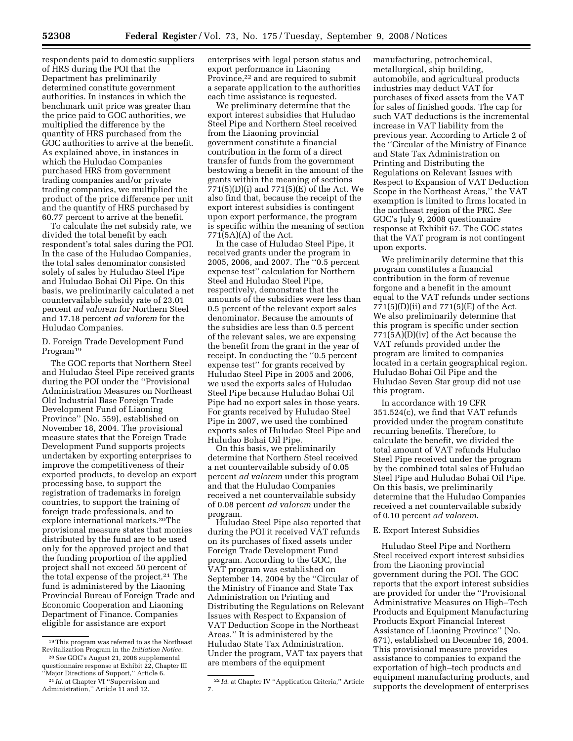respondents paid to domestic suppliers of HRS during the POI that the Department has preliminarily determined constitute government authorities. In instances in which the benchmark unit price was greater than the price paid to GOC authorities, we multiplied the difference by the quantity of HRS purchased from the GOC authorities to arrive at the benefit. As explained above, in instances in which the Huludao Companies purchased HRS from government trading companies and/or private trading companies, we multiplied the product of the price difference per unit and the quantity of HRS purchased by 60.77 percent to arrive at the benefit.

To calculate the net subsidy rate, we divided the total benefit by each respondent's total sales during the POI. In the case of the Huludao Companies, the total sales denominator consisted solely of sales by Huludao Steel Pipe and Huludao Bohai Oil Pipe. On this basis, we preliminarily calculated a net countervailable subsidy rate of 23.01 percent *ad valorem* for Northern Steel and 17.18 percent *ad valorem* for the Huludao Companies.

D. Foreign Trade Development Fund Program[19]

The GOC reports that Northern Steel and Huludao Steel Pipe received grants during the POI under the ''Provisional Administration Measures on Northeast Old Industrial Base Foreign Trade Development Fund of Liaoning Province'' (No. 559), established on November 18, 2004. The provisional measure states that the Foreign Trade Development Fund supports projects undertaken by exporting enterprises to improve the competitiveness of their exported products, to develop an export processing base, to support the registration of trademarks in foreign countries, to support the training of foreign trade professionals, and to explore international markets.[20] The provisional measure states that monies distributed by the fund are to be used only for the approved project and that the funding proportion of the applied project shall not exceed 50 percent of the total expense of the project.[21] The fund is administered by the Liaoning Provincial Bureau of Foreign Trade and Economic Cooperation and Liaoning Department of Finance. Companies eligible for assistance are export enterprises with legal person status and export performance in Liaoning Province,[22] and are required to submit a separate application to the authorities each time assistance is requested.

We preliminary determine that the export interest subsidies that Huludao Steel Pipe and Northern Steel received from the Liaoning provincial government constitute a financial contribution in the form of a direct transfer of funds from the government bestowing a benefit in the amount of the grants within the meaning of sections 771(5)(D)(i) and 771(5)(E) of the Act. We also find that, because the receipt of the export interest subsidies is contingent upon export performance, the program is specific within the meaning of section 771(5A)(A) of the Act.

In the case of Huludao Steel Pipe, it received grants under the program in 2005, 2006, and 2007. The ''0.5 percent expense test'' calculation for Northern Steel and Huludao Steel Pipe, respectively, demonstrate that the amounts of the subsidies were less than 0.5 percent of the relevant export sales denominator. Because the amounts of the subsidies are less than 0.5 percent of the relevant sales, we are expensing the benefit from the grant in the year of receipt. In conducting the ''0.5 percent expense test'' for grants received by Huludao Steel Pipe in 2005 and 2006, we used the exports sales of Huludao Steel Pipe because Huludao Bohai Oil Pipe had no export sales in those years. For grants received by Huludao Steel Pipe in 2007, we used the combined exports sales of Huludao Steel Pipe and Huludao Bohai Oil Pipe.

On this basis, we preliminarily determine that Northern Steel received a net countervailable subsidy of 0.05 percent *ad valorem* under this program and that the Huludao Companies received a net countervailable subsidy of 0.08 percent *ad valorem* under the program.

Huludao Steel Pipe also reported that during the POI it received VAT refunds on its purchases of fixed assets under Foreign Trade Development Fund program. According to the GOC, the VAT program was established on September 14, 2004 by the ''Circular of the Ministry of Finance and State Tax Administration on Printing and Distributing the Regulations on Relevant Issues with Respect to Expansion of VAT Deduction Scope in the Northeast Areas.'' It is administered by the Huludao State Tax Administration. Under the program, VAT tax payers that are members of the equipment manufacturing, petrochemical, metallurgical, ship building, automobile, and agricultural products industries may deduct VAT for purchases of fixed assets from the VAT for sales of finished goods. The cap for such VAT deductions is the incremental increase in VAT liability from the previous year. According to Article 2 of the ''Circular of the Ministry of Finance and State Tax Administration on Printing and Distributing the Regulations on Relevant Issues with Respect to Expansion of VAT Deduction Scope in the Northeast Areas,'' the VAT exemption is limited to firms located in the northeast region of the PRC. *See* GOC's July 9, 2008 questionnaire response at Exhibit 67. The GOC states that the VAT program is not contingent upon exports.

We preliminarily determine that this program constitutes a financial contribution in the form of revenue forgone and a benefit in the amount equal to the VAT refunds under sections 771(5)(D)(ii) and 771(5)(E) of the Act. We also preliminarily determine that this program is specific under section 771(5A)(D)(iv) of the Act because the VAT refunds provided under the program are limited to companies located in a certain geographical region. Huludao Bohai Oil Pipe and the Huludao Seven Star group did not use this program.

In accordance with 19 CFR 351.524(c), we find that VAT refunds provided under the program constitute recurring benefits. Therefore, to calculate the benefit, we divided the total amount of VAT refunds Huludao Steel Pipe received under the program by the combined total sales of Huludao Steel Pipe and Huludao Bohai Oil Pipe. On this basis, we preliminarily determine that the Huludao Companies received a net countervailable subsidy of 0.10 percent *ad valorem*.

E. Export Interest Subsidies

Huludao Steel Pipe and Northern Steel received export interest subsidies from the Liaoning provincial government during the POI. The GOC reports that the export interest subsidies are provided for under the ''Provisional Administrative Measures on High–Tech Products and Equipment Manufacturing Products Export Financial Interest Assistance of Liaoning Province'' (No. 671), established on December 16, 2004. This provisional measure provides assistance to companies to expand the exportation of high–tech products and equipment manufacturing products, and supports the development of enterprises

[19] This program was referred to as the Northeast Revitalization Program in the *Initiation Notice*.

[20] *See* GOC's August 21, 2008 supplemental questionnaire response at Exhibit 22, Chapter III ''Major Directions of Support,'' Article 6.

[21] *Id.* at Chapter VI ''Supervision and Administration,'' Article 11 and 12.

[22] *Id.* at Chapter IV ''Application Criteria,'' Article 7.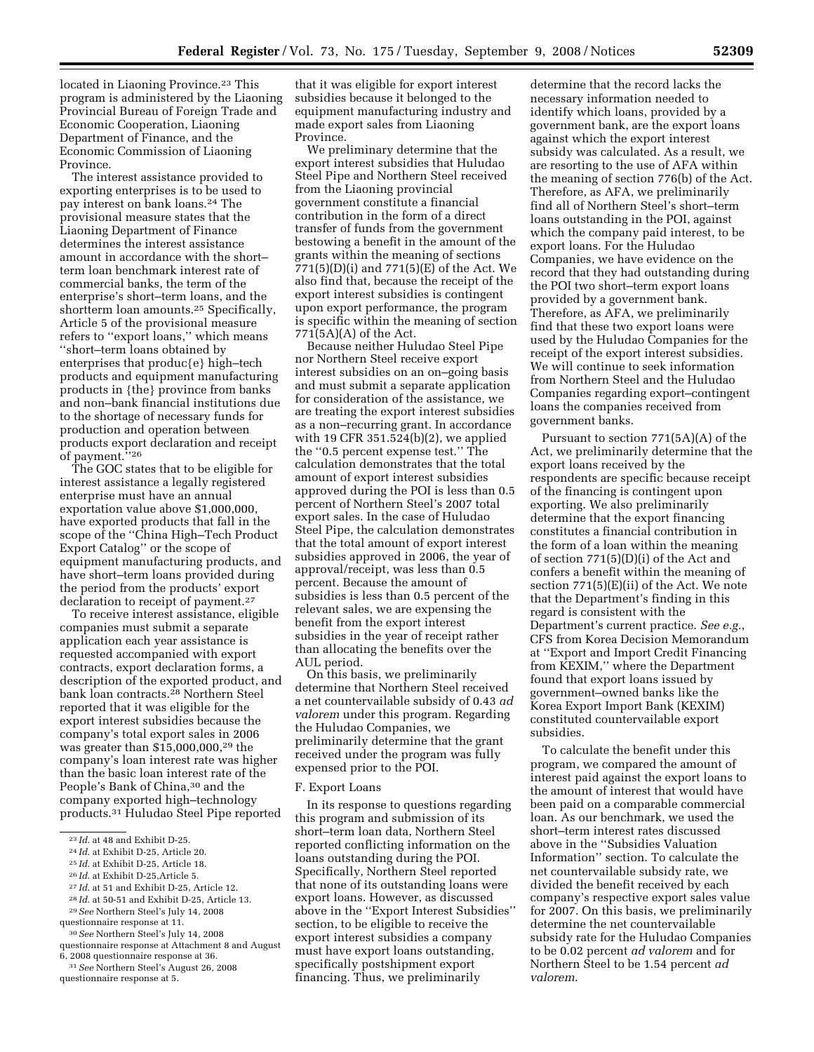located in Liaoning Province.[23] This program is administered by the Liaoning Provincial Bureau of Foreign Trade and Economic Cooperation, Liaoning Department of Finance, and the Economic Commission of Liaoning Province.

The interest assistance provided to exporting enterprises is to be used to pay interest on bank loans.[24] The provisional measure states that the Liaoning Department of Finance determines the interest assistance amount in accordance with the short–term loan benchmark interest rate of commercial banks, the term of the enterprise's short–term loans, and the shortterm loan amounts.[25] Specifically, Article 5 of the provisional measure refers to ''export loans,'' which means ''short–term loans obtained by enterprises that produc{e} high–tech products and equipment manufacturing products in {the} province from banks and non–bank financial institutions due to the shortage of necessary funds for production and operation between products export declaration and receipt of payment.''[26]

The GOC states that to be eligible for interest assistance a legally registered enterprise must have an annual exportation value above $1,000,000, have exported products that fall in the scope of the ''China High–Tech Product Export Catalog'' or the scope of equipment manufacturing products, and have short–term loans provided during the period from the products' export declaration to receipt of payment.[27]

To receive interest assistance, eligible companies must submit a separate application each year assistance is requested accompanied with export contracts, export declaration forms, a description of the exported product, and bank loan contracts.[28] Northern Steel reported that it was eligible for the export interest subsidies because the company's total export sales in 2006 was greater than $15,000,000,[29] the company's loan interest rate was higher than the basic loan interest rate of the People's Bank of China,[30] and the company exported high–technology products.[31] Huludao Steel Pipe reported that it was eligible for export interest subsidies because it belonged to the equipment manufacturing industry and made export sales from Liaoning Province.

We preliminary determine that the export interest subsidies that Huludao Steel Pipe and Northern Steel received from the Liaoning provincial government constitute a financial contribution in the form of a direct transfer of funds from the government bestowing a benefit in the amount of the grants within the meaning of sections 771(5)(D)(i) and 771(5)(E) of the Act. We also find that, because the receipt of the export interest subsidies is contingent upon export performance, the program is specific within the meaning of section 771(5A)(A) of the Act.

Because neither Huludao Steel Pipe nor Northern Steel receive export interest subsidies on an on–going basis and must submit a separate application for consideration of the assistance, we are treating the export interest subsidies as a non–recurring grant. In accordance with 19 CFR 351.524(b)(2), we applied the ''0.5 percent expense test.'' The calculation demonstrates that the total amount of export interest subsidies approved during the POI is less than 0.5 percent of Northern Steel's 2007 total export sales. In the case of Huludao Steel Pipe, the calculation demonstrates that the total amount of export interest subsidies approved in 2006, the year of approval/receipt, was less than 0.5 percent. Because the amount of subsidies is less than 0.5 percent of the relevant sales, we are expensing the benefit from the export interest subsidies in the year of receipt rather than allocating the benefits over the AUL period.

On this basis, we preliminarily determine that Northern Steel received a net countervailable subsidy of 0.43 *ad valorem* under this program. Regarding the Huludao Companies, we preliminarily determine that the grant received under the program was fully expensed prior to the POI.

F. Export Loans

In its response to questions regarding this program and submission of its short–term loan data, Northern Steel reported conflicting information on the loans outstanding during the POI. Specifically, Northern Steel reported that none of its outstanding loans were export loans. However, as discussed above in the ''Export Interest Subsidies'' section, to be eligible to receive the export interest subsidies a company must have export loans outstanding, specifically postshipment export financing. Thus, we preliminarily determine that the record lacks the necessary information needed to identify which loans, provided by a government bank, are the export loans against which the export interest subsidy was calculated. As a result, we are resorting to the use of AFA within the meaning of section 776(b) of the Act. Therefore, as AFA, we preliminarily find all of Northern Steel's short–term loans outstanding in the POI, against which the company paid interest, to be export loans. For the Huludao Companies, we have evidence on the record that they had outstanding during the POI two short–term export loans provided by a government bank. Therefore, as AFA, we preliminarily find that these two export loans were used by the Huludao Companies for the receipt of the export interest subsidies. We will continue to seek information from Northern Steel and the Huludao Companies regarding export–contingent loans the companies received from government banks.

Pursuant to section 771(5A)(A) of the Act, we preliminarily determine that the export loans received by the respondents are specific because receipt of the financing is contingent upon exporting. We also preliminarily determine that the export financing constitutes a financial contribution in the form of a loan within the meaning of section 771(5)(D)(i) of the Act and confers a benefit within the meaning of section 771(5)(E)(ii) of the Act. We note that the Department's finding in this regard is consistent with the Department's current practice. *See e.g.*, CFS from Korea Decision Memorandum at ''Export and Import Credit Financing from KEXIM,'' where the Department found that export loans issued by government–owned banks like the Korea Export Import Bank (KEXIM) constituted countervailable export subsidies.

To calculate the benefit under this program, we compared the amount of interest paid against the export loans to the amount of interest that would have been paid on a comparable commercial loan. As our benchmark, we used the short–term interest rates discussed above in the ''Subsidies Valuation Information'' section. To calculate the net countervailable subsidy rate, we divided the benefit received by each company's respective export sales value for 2007. On this basis, we preliminarily determine the net countervailable subsidy rate for the Huludao Companies to be 0.02 percent *ad valorem* and for Northern Steel to be 1.54 percent *ad valorem*.

---

[23] *Id.* at 48 and Exhibit D-25.

[24] *Id.* at Exhibit D-25, Article 20.

[25] *Id.* at Exhibit D-25, Article 18.

[26] *Id.* at Exhibit D-25,Article 5.

[27] *Id.* at 51 and Exhibit D-25, Article 12.

[28] *Id.* at 50-51 and Exhibit D-25, Article 13.

[29] *See* Northern Steel's July 14, 2008 questionnaire response at 11.

[30] *See* Northern Steel's July 14, 2008 questionnaire response at Attachment 8 and August 6, 2008 questionnaire response at 36.

[31] *See* Northern Steel's August 26, 2008 questionnaire response at 5.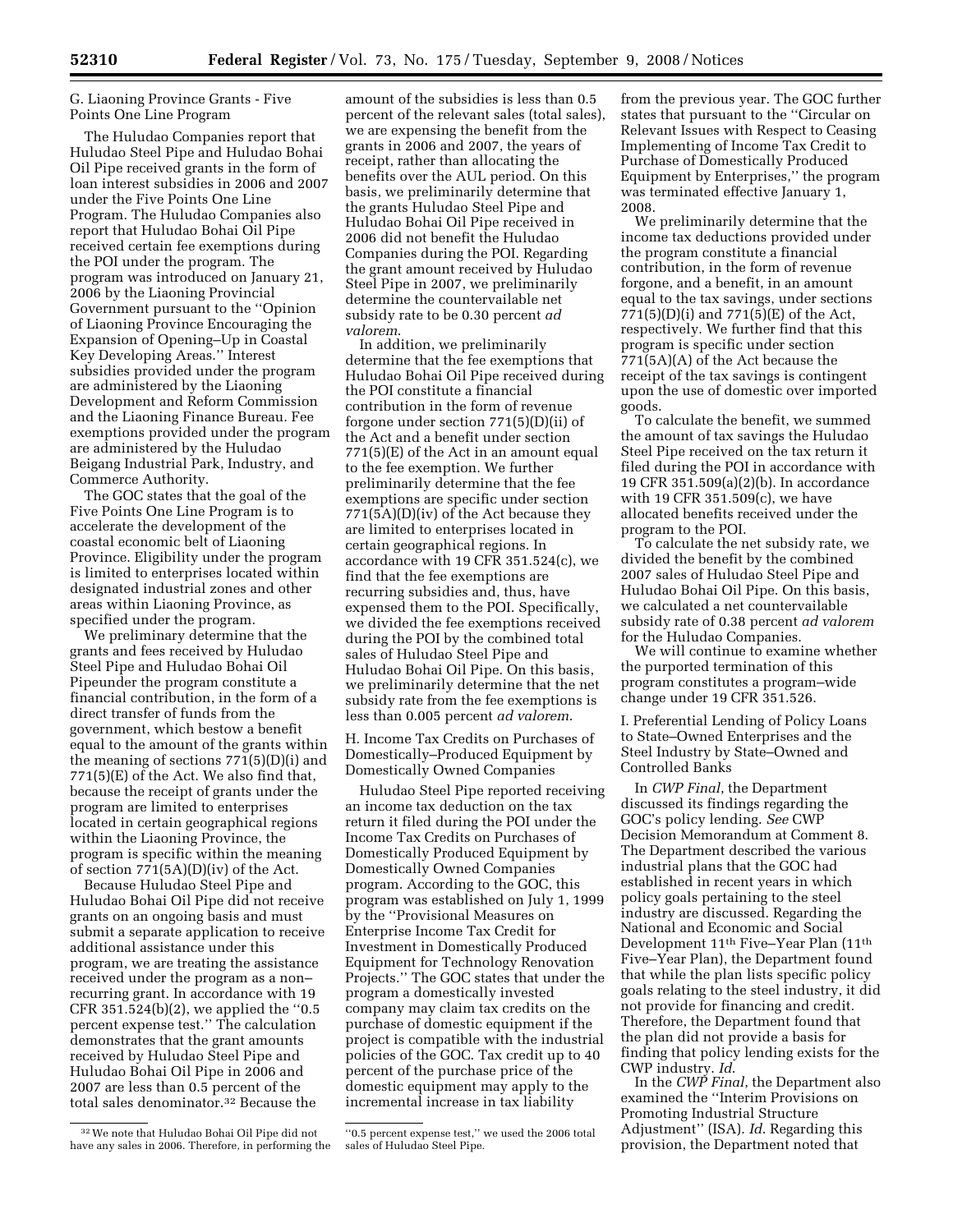G. Liaoning Province Grants - Five Points One Line Program

The Huludao Companies report that Huludao Steel Pipe and Huludao Bohai Oil Pipe received grants in the form of loan interest subsidies in 2006 and 2007 under the Five Points One Line Program. The Huludao Companies also report that Huludao Bohai Oil Pipe received certain fee exemptions during the POI under the program. The program was introduced on January 21, 2006 by the Liaoning Provincial Government pursuant to the ''Opinion of Liaoning Province Encouraging the Expansion of Opening–Up in Coastal Key Developing Areas.'' Interest subsidies provided under the program are administered by the Liaoning Development and Reform Commission and the Liaoning Finance Bureau. Fee exemptions provided under the program are administered by the Huludao Beigang Industrial Park, Industry, and Commerce Authority.

The GOC states that the goal of the Five Points One Line Program is to accelerate the development of the coastal economic belt of Liaoning Province. Eligibility under the program is limited to enterprises located within designated industrial zones and other areas within Liaoning Province, as specified under the program.

We preliminary determine that the grants and fees received by Huludao Steel Pipe and Huludao Bohai Oil Pipeunder the program constitute a financial contribution, in the form of a direct transfer of funds from the government, which bestow a benefit equal to the amount of the grants within the meaning of sections 771(5)(D)(i) and 771(5)(E) of the Act. We also find that, because the receipt of grants under the program are limited to enterprises located in certain geographical regions within the Liaoning Province, the program is specific within the meaning of section 771(5A)(D)(iv) of the Act.

Because Huludao Steel Pipe and Huludao Bohai Oil Pipe did not receive grants on an ongoing basis and must submit a separate application to receive additional assistance under this program, we are treating the assistance received under the program as a non–recurring grant. In accordance with 19 CFR 351.524(b)(2), we applied the ''0.5 percent expense test.'' The calculation demonstrates that the grant amounts received by Huludao Steel Pipe and Huludao Bohai Oil Pipe in 2006 and 2007 are less than 0.5 percent of the total sales denominator.[32] Because the amount of the subsidies is less than 0.5 percent of the relevant sales (total sales), we are expensing the benefit from the grants in 2006 and 2007, the years of receipt, rather than allocating the benefits over the AUL period. On this basis, we preliminarily determine that the grants Huludao Steel Pipe and Huludao Bohai Oil Pipe received in 2006 did not benefit the Huludao Companies during the POI. Regarding the grant amount received by Huludao Steel Pipe in 2007, we preliminarily determine the countervailable net subsidy rate to be 0.30 percent *ad valorem*.

In addition, we preliminarily determine that the fee exemptions that Huludao Bohai Oil Pipe received during the POI constitute a financial contribution in the form of revenue forgone under section 771(5)(D)(ii) of the Act and a benefit under section 771(5)(E) of the Act in an amount equal to the fee exemption. We further preliminarily determine that the fee exemptions are specific under section 771(5A)(D)(iv) of the Act because they are limited to enterprises located in certain geographical regions. In accordance with 19 CFR 351.524(c), we find that the fee exemptions are recurring subsidies and, thus, have expensed them to the POI. Specifically, we divided the fee exemptions received during the POI by the combined total sales of Huludao Steel Pipe and Huludao Bohai Oil Pipe. On this basis, we preliminarily determine that the net subsidy rate from the fee exemptions is less than 0.005 percent *ad valorem*.

H. Income Tax Credits on Purchases of Domestically–Produced Equipment by Domestically Owned Companies

Huludao Steel Pipe reported receiving an income tax deduction on the tax return it filed during the POI under the Income Tax Credits on Purchases of Domestically Produced Equipment by Domestically Owned Companies program. According to the GOC, this program was established on July 1, 1999 by the ''Provisional Measures on Enterprise Income Tax Credit for Investment in Domestically Produced Equipment for Technology Renovation Projects.'' The GOC states that under the program a domestically invested company may claim tax credits on the purchase of domestic equipment if the project is compatible with the industrial policies of the GOC. Tax credit up to 40 percent of the purchase price of the domestic equipment may apply to the incremental increase in tax liability from the previous year. The GOC further states that pursuant to the ''Circular on Relevant Issues with Respect to Ceasing Implementing of Income Tax Credit to Purchase of Domestically Produced Equipment by Enterprises,'' the program was terminated effective January 1, 2008.

We preliminarily determine that the income tax deductions provided under the program constitute a financial contribution, in the form of revenue forgone, and a benefit, in an amount equal to the tax savings, under sections 771(5)(D)(i) and 771(5)(E) of the Act, respectively. We further find that this program is specific under section 771(5A)(A) of the Act because the receipt of the tax savings is contingent upon the use of domestic over imported goods.

To calculate the benefit, we summed the amount of tax savings the Huludao Steel Pipe received on the tax return it filed during the POI in accordance with 19 CFR 351.509(a)(2)(b). In accordance with 19 CFR 351.509(c), we have allocated benefits received under the program to the POI.

To calculate the net subsidy rate, we divided the benefit by the combined 2007 sales of Huludao Steel Pipe and Huludao Bohai Oil Pipe. On this basis, we calculated a net countervailable subsidy rate of 0.38 percent *ad valorem* for the Huludao Companies.

We will continue to examine whether the purported termination of this program constitutes a program–wide change under 19 CFR 351.526.

I. Preferential Lending of Policy Loans to State–Owned Enterprises and the Steel Industry by State–Owned and Controlled Banks

In *CWP Final*, the Department discussed its findings regarding the GOC's policy lending. *See* CWP Decision Memorandum at Comment 8. The Department described the various industrial plans that the GOC had established in recent years in which policy goals pertaining to the steel industry are discussed. Regarding the National and Economic and Social Development 11th Five–Year Plan (11th Five–Year Plan), the Department found that while the plan lists specific policy goals relating to the steel industry, it did not provide for financing and credit. Therefore, the Department found that the plan did not provide a basis for finding that policy lending exists for the CWP industry. *Id*.

In the *CWP Final*, the Department also examined the ''Interim Provisions on Promoting Industrial Structure Adjustment'' (ISA). *Id*. Regarding this provision, the Department noted that

[32] We note that Huludao Bohai Oil Pipe did not have any sales in 2006. Therefore, in performing the ''0.5 percent expense test,'' we used the 2006 total sales of Huludao Steel Pipe.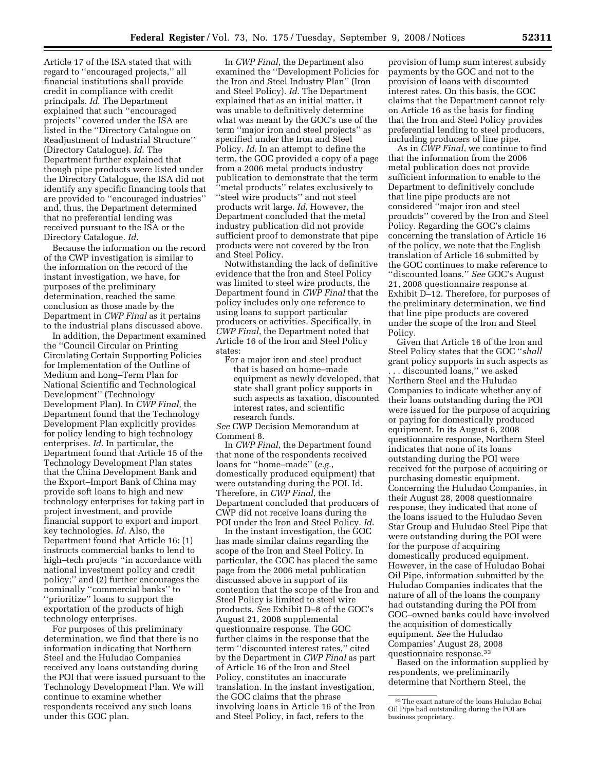Article 17 of the ISA stated that with regard to "encouraged projects," all financial institutions shall provide credit in compliance with credit principals. *Id.* The Department explained that such "encouraged projects" covered under the ISA are listed in the "Directory Catalogue on Readjustment of Industrial Structure" (Directory Catalogue). *Id.* The Department further explained that though pipe products were listed under the Directory Catalogue, the ISA did not identify any specific financing tools that are provided to "encouraged industries" and, thus, the Department determined that no preferential lending was received pursuant to the ISA or the Directory Catalogue. *Id.*

Because the information on the record of the CWP investigation is similar to the information on the record of the instant investigation, we have, for purposes of the preliminary determination, reached the same conclusion as those made by the Department in *CWP Final* as it pertains to the industrial plans discussed above.

In addition, the Department examined the "Council Circular on Printing Circulating Certain Supporting Policies for Implementation of the Outline of Medium and Long–Term Plan for National Scientific and Technological Development" (Technology Development Plan). In *CWP Final*, the Department found that the Technology Development Plan explicitly provides for policy lending to high technology enterprises. *Id.* In particular, the Department found that Article 15 of the Technology Development Plan states that the China Development Bank and the Export–Import Bank of China may provide soft loans to high and new technology enterprises for taking part in project investment, and provide financial support to export and import key technologies. *Id.* Also, the Department found that Article 16: (1) instructs commercial banks to lend to high–tech projects "in accordance with national investment policy and credit policy;" and (2) further encourages the nominally "commercial banks" to "prioritize" loans to support the exportation of the products of high technology enterprises.

For purposes of this preliminary determination, we find that there is no information indicating that Northern Steel and the Huludao Companies received any loans outstanding during the POI that were issued pursuant to the Technology Development Plan. We will continue to examine whether respondents received any such loans under this GOC plan.

In *CWP Final*, the Department also examined the "Development Policies for the Iron and Steel Industry Plan" (Iron and Steel Policy). *Id.* The Department explained that as an initial matter, it was unable to definitively determine what was meant by the GOC's use of the term "major iron and steel projects" as specified under the Iron and Steel Policy. *Id.* In an attempt to define the term, the GOC provided a copy of a page from a 2006 metal products industry publication to demonstrate that the term "metal products" relates exclusively to "steel wire products" and not steel products writ large. *Id.* However, the Department concluded that the metal industry publication did not provide sufficient proof to demonstrate that pipe products were not covered by the Iron and Steel Policy.

Notwithstanding the lack of definitive evidence that the Iron and Steel Policy was limited to steel wire products, the Department found in *CWP Final* that the policy includes only one reference to using loans to support particular producers or activities. Specifically, in *CWP Final*, the Department noted that Article 16 of the Iron and Steel Policy states:

> For a major iron and steel product that is based on home–made equipment as newly developed, that state shall grant policy supports in such aspects as taxation, discounted interest rates, and scientific research funds.

*See* CWP Decision Memorandum at Comment 8.

In *CWP Final*, the Department found that none of the respondents received loans for "home–made" (*e.g.*, domestically produced equipment) that were outstanding during the POI. Id. Therefore, in *CWP Final*, the Department concluded that producers of CWP did not receive loans during the POI under the Iron and Steel Policy. *Id.*

In the instant investigation, the GOC has made similar claims regarding the scope of the Iron and Steel Policy. In particular, the GOC has placed the same page from the 2006 metal publication discussed above in support of its contention that the scope of the Iron and Steel Policy is limited to steel wire products. *See* Exhibit D–8 of the GOC's August 21, 2008 supplemental questionnaire response. The GOC further claims in the response that the term "discounted interest rates," cited by the Department in *CWP Final* as part of Article 16 of the Iron and Steel Policy, constitutes an inaccurate translation. In the instant investigation, the GOC claims that the phrase involving loans in Article 16 of the Iron and Steel Policy, in fact, refers to the provision of lump sum interest subsidy payments by the GOC and not to the provision of loans with discounted interest rates. On this basis, the GOC claims that the Department cannot rely on Article 16 as the basis for finding that the Iron and Steel Policy provides preferential lending to steel producers, including producers of line pipe.

As in *CWP Final*, we continue to find that the information from the 2006 metal publication does not provide sufficient information to enable to the Department to definitively conclude that line pipe products are not considered "major iron and steel proudcts" covered by the Iron and Steel Policy. Regarding the GOC's claims concerning the translation of Article 16 of the policy, we note that the English translation of Article 16 submitted by the GOC continues to make reference to "discounted loans." *See* GOC's August 21, 2008 questionnaire response at Exhibit D–12. Therefore, for purposes of the preliminary determination, we find that line pipe products are covered under the scope of the Iron and Steel Policy.

Given that Article 16 of the Iron and Steel Policy states that the GOC "*shall* grant policy supports in such aspects as . . . discounted loans," we asked Northern Steel and the Huludao Companies to indicate whether any of their loans outstanding during the POI were issued for the purpose of acquiring or paying for domestically produced equipment. In its August 6, 2008 questionnaire response, Northern Steel indicates that none of its loans outstanding during the POI were received for the purpose of acquiring or purchasing domestic equipment. Concerning the Huludao Companies, in their August 28, 2008 questionnaire response, they indicated that none of the loans issued to the Huludao Seven Star Group and Huludao Steel Pipe that were outstanding during the POI were for the purpose of acquiring domestically produced equipment. However, in the case of Huludao Bohai Oil Pipe, information submitted by the Huludao Companies indicates that the nature of all of the loans the company had outstanding during the POI from GOC–owned banks could have involved the acquisition of domestically equipment. *See* the Huludao Companies' August 28, 2008 questionnaire response.[33]

Based on the information supplied by respondents, we preliminarily determine that Northern Steel, the

[33] The exact nature of the loans Huludao Bohai Oil Pipe had outstanding during the POI are business proprietary.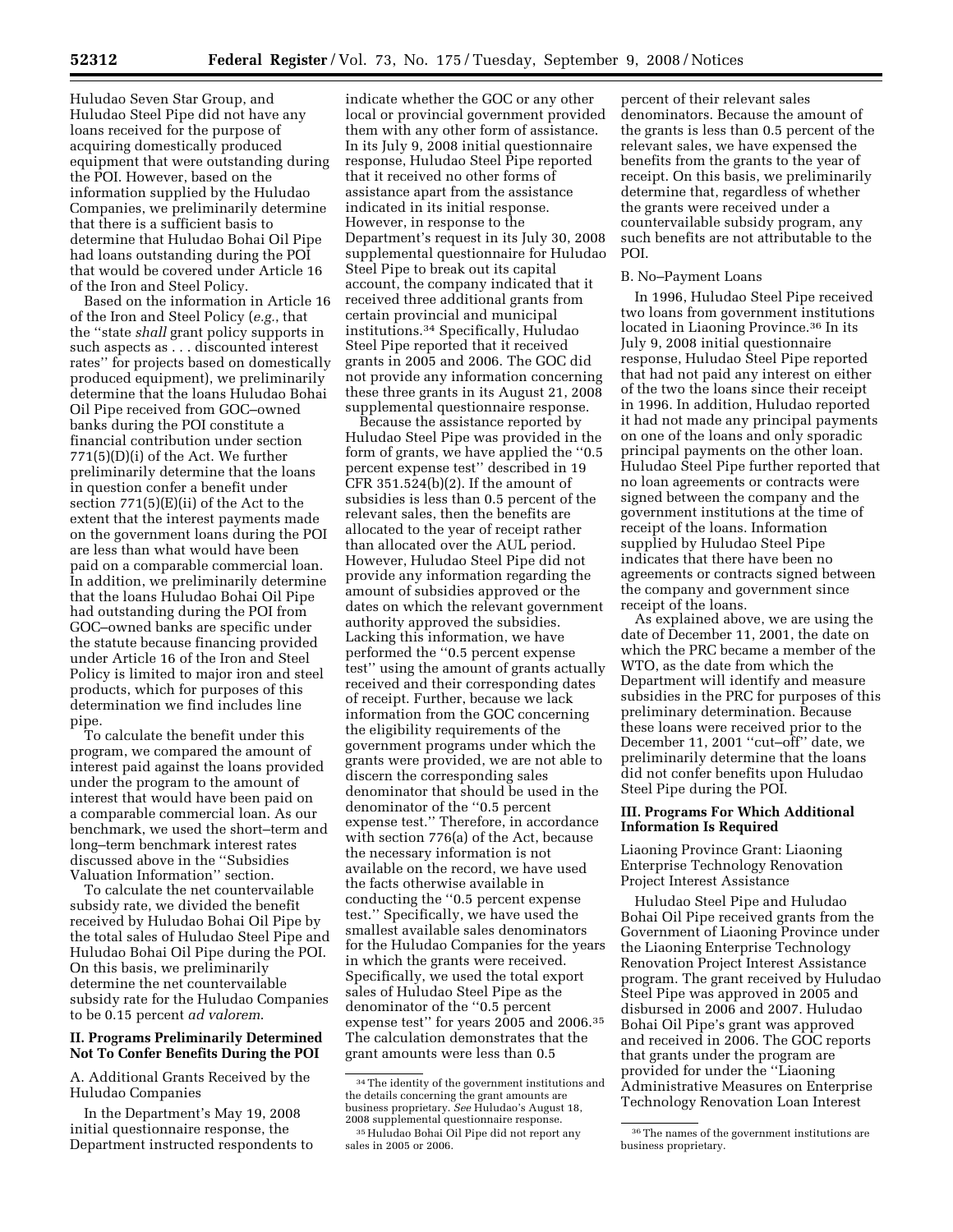Huludao Seven Star Group, and Huludao Steel Pipe did not have any loans received for the purpose of acquiring domestically produced equipment that were outstanding during the POI. However, based on the information supplied by the Huludao Companies, we preliminarily determine that there is a sufficient basis to determine that Huludao Bohai Oil Pipe had loans outstanding during the POI that would be covered under Article 16 of the Iron and Steel Policy.

Based on the information in Article 16 of the Iron and Steel Policy (*e.g.*, that the ''state *shall* grant policy supports in such aspects as . . . discounted interest rates'' for projects based on domestically produced equipment), we preliminarily determine that the loans Huludao Bohai Oil Pipe received from GOC–owned banks during the POI constitute a financial contribution under section 771(5)(D)(i) of the Act. We further preliminarily determine that the loans in question confer a benefit under section 771(5)(E)(ii) of the Act to the extent that the interest payments made on the government loans during the POI are less than what would have been paid on a comparable commercial loan. In addition, we preliminarily determine that the loans Huludao Bohai Oil Pipe had outstanding during the POI from GOC–owned banks are specific under the statute because financing provided under Article 16 of the Iron and Steel Policy is limited to major iron and steel products, which for purposes of this determination we find includes line pipe.

To calculate the benefit under this program, we compared the amount of interest paid against the loans provided under the program to the amount of interest that would have been paid on a comparable commercial loan. As our benchmark, we used the short–term and long–term benchmark interest rates discussed above in the ''Subsidies Valuation Information'' section.

To calculate the net countervailable subsidy rate, we divided the benefit received by Huludao Bohai Oil Pipe by the total sales of Huludao Steel Pipe and Huludao Bohai Oil Pipe during the POI. On this basis, we preliminarily determine the net countervailable subsidy rate for the Huludao Companies to be 0.15 percent *ad valorem*.

## II. Programs Preliminarily Determined Not To Confer Benefits During the POI

A. Additional Grants Received by the Huludao Companies

In the Department's May 19, 2008 initial questionnaire response, the Department instructed respondents to indicate whether the GOC or any other local or provincial government provided them with any other form of assistance. In its July 9, 2008 initial questionnaire response, Huludao Steel Pipe reported that it received no other forms of assistance apart from the assistance indicated in its initial response. However, in response to the Department's request in its July 30, 2008 supplemental questionnaire for Huludao Steel Pipe to break out its capital account, the company indicated that it received three additional grants from certain provincial and municipal institutions.[34] Specifically, Huludao Steel Pipe reported that it received grants in 2005 and 2006. The GOC did not provide any information concerning these three grants in its August 21, 2008 supplemental questionnaire response.

Because the assistance reported by Huludao Steel Pipe was provided in the form of grants, we have applied the ''0.5 percent expense test'' described in 19 CFR 351.524(b)(2). If the amount of subsidies is less than 0.5 percent of the relevant sales, then the benefits are allocated to the year of receipt rather than allocated over the AUL period. However, Huludao Steel Pipe did not provide any information regarding the amount of subsidies approved or the dates on which the relevant government authority approved the subsidies. Lacking this information, we have performed the ''0.5 percent expense test'' using the amount of grants actually received and their corresponding dates of receipt. Further, because we lack information from the GOC concerning the eligibility requirements of the government programs under which the grants were provided, we are not able to discern the corresponding sales denominator that should be used in the denominator of the ''0.5 percent expense test.'' Therefore, in accordance with section 776(a) of the Act, because the necessary information is not available on the record, we have used the facts otherwise available in conducting the ''0.5 percent expense test.'' Specifically, we have used the smallest available sales denominators for the Huludao Companies for the years in which the grants were received. Specifically, we used the total export sales of Huludao Steel Pipe as the denominator of the ''0.5 percent expense test'' for years 2005 and 2006.[35] The calculation demonstrates that the grant amounts were less than 0.5 percent of their relevant sales denominators. Because the amount of the grants is less than 0.5 percent of the relevant sales, we have expensed the benefits from the grants to the year of receipt. On this basis, we preliminarily determine that, regardless of whether the grants were received under a countervailable subsidy program, any such benefits are not attributable to the POI.

B. No–Payment Loans

In 1996, Huludao Steel Pipe received two loans from government institutions located in Liaoning Province.[36] In its July 9, 2008 initial questionnaire response, Huludao Steel Pipe reported that it had not paid any interest on either of the two the loans since their receipt in 1996. In addition, Huludao reported it had not made any principal payments on one of the loans and only sporadic principal payments on the other loan. Huludao Steel Pipe further reported that no loan agreements or contracts were signed between the company and the government institutions at the time of receipt of the loans. Information supplied by Huludao Steel Pipe indicates that there have been no agreements or contracts signed between the company and government since receipt of the loans.

As explained above, we are using the date of December 11, 2001, the date on which the PRC became a member of the WTO, as the date from which the Department will identify and measure subsidies in the PRC for purposes of this preliminary determination. Because these loans were received prior to the December 11, 2001 ''cut–off'' date, we preliminarily determine that the loans did not confer benefits upon Huludao Steel Pipe during the POI.

## III. Programs For Which Additional Information Is Required

Liaoning Province Grant: Liaoning Enterprise Technology Renovation Project Interest Assistance

Huludao Steel Pipe and Huludao Bohai Oil Pipe received grants from the Government of Liaoning Province under the Liaoning Enterprise Technology Renovation Project Interest Assistance program. The grant received by Huludao Steel Pipe was approved in 2005 and disbursed in 2006 and 2007. Huludao Bohai Oil Pipe's grant was approved and received in 2006. The GOC reports that grants under the program are provided for under the ''Liaoning Administrative Measures on Enterprise Technology Renovation Loan Interest

[34] The identity of the government institutions and the details concerning the grant amounts are business proprietary. *See* Huludao's August 18, 2008 supplemental questionnaire response.

[35] Huludao Bohai Oil Pipe did not report any sales in 2005 or 2006.

[36] The names of the government institutions are business proprietary.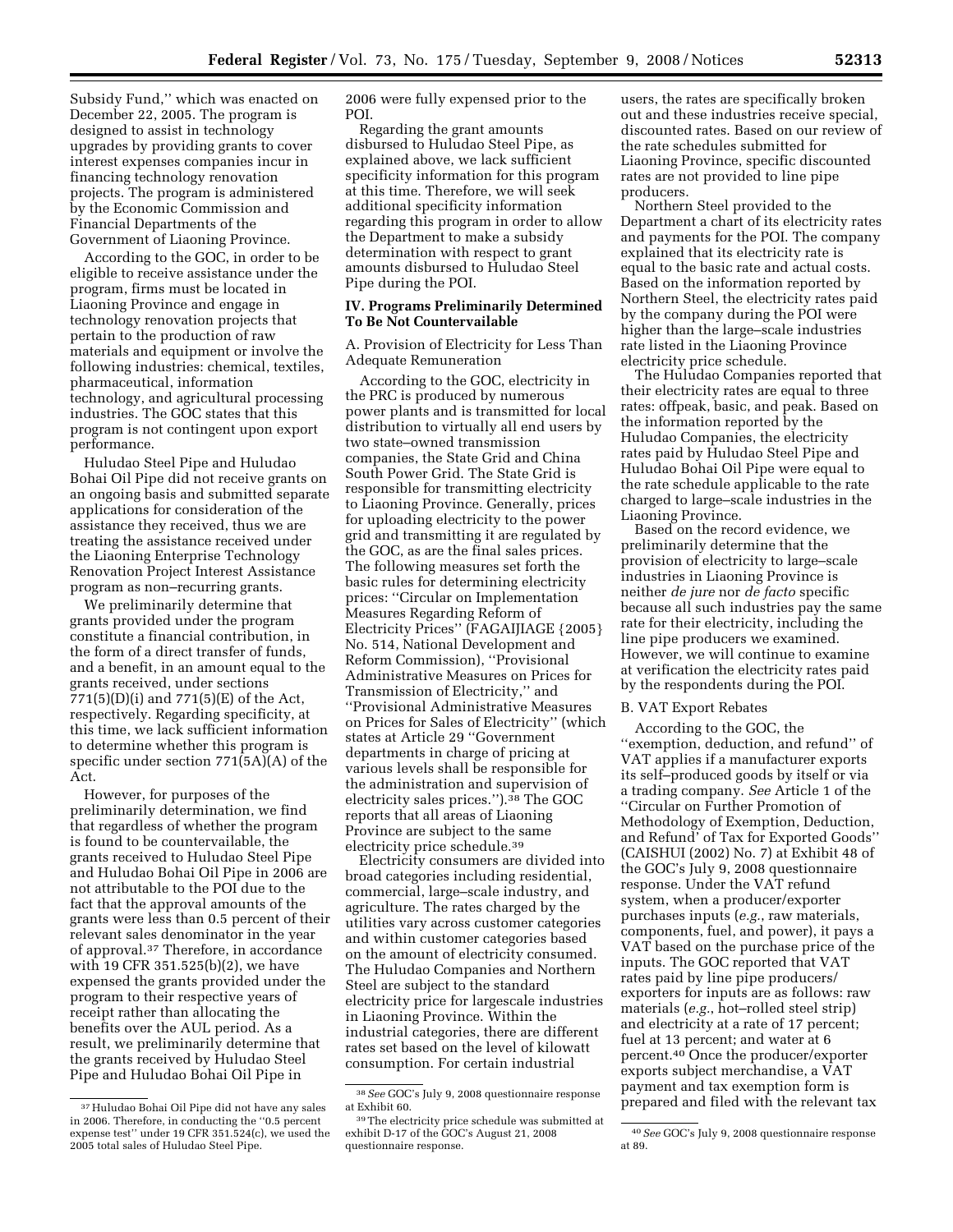Subsidy Fund,'' which was enacted on December 22, 2005. The program is designed to assist in technology upgrades by providing grants to cover interest expenses companies incur in financing technology renovation projects. The program is administered by the Economic Commission and Financial Departments of the Government of Liaoning Province.

According to the GOC, in order to be eligible to receive assistance under the program, firms must be located in Liaoning Province and engage in technology renovation projects that pertain to the production of raw materials and equipment or involve the following industries: chemical, textiles, pharmaceutical, information technology, and agricultural processing industries. The GOC states that this program is not contingent upon export performance.

Huludao Steel Pipe and Huludao Bohai Oil Pipe did not receive grants on an ongoing basis and submitted separate applications for consideration of the assistance they received, thus we are treating the assistance received under the Liaoning Enterprise Technology Renovation Project Interest Assistance program as non–recurring grants.

We preliminarily determine that grants provided under the program constitute a financial contribution, in the form of a direct transfer of funds, and a benefit, in an amount equal to the grants received, under sections 771(5)(D)(i) and 771(5)(E) of the Act, respectively. Regarding specificity, at this time, we lack sufficient information to determine whether this program is specific under section 771(5A)(A) of the Act.

However, for purposes of the preliminarily determination, we find that regardless of whether the program is found to be countervailable, the grants received to Huludao Steel Pipe and Huludao Bohai Oil Pipe in 2006 are not attributable to the POI due to the fact that the approval amounts of the grants were less than 0.5 percent of their relevant sales denominator in the year of approval.[37] Therefore, in accordance with 19 CFR 351.525(b)(2), we have expensed the grants provided under the program to their respective years of receipt rather than allocating the benefits over the AUL period. As a result, we preliminarily determine that the grants received by Huludao Steel Pipe and Huludao Bohai Oil Pipe in 2006 were fully expensed prior to the POI.

Regarding the grant amounts disbursed to Huludao Steel Pipe, as explained above, we lack sufficient specificity information for this program at this time. Therefore, we will seek additional specificity information regarding this program in order to allow the Department to make a subsidy determination with respect to grant amounts disbursed to Huludao Steel Pipe during the POI.

## IV. Programs Preliminarily Determined To Be Not Countervailable

A. Provision of Electricity for Less Than Adequate Remuneration

According to the GOC, electricity in the PRC is produced by numerous power plants and is transmitted for local distribution to virtually all end users by two state–owned transmission companies, the State Grid and China South Power Grid. The State Grid is responsible for transmitting electricity to Liaoning Province. Generally, prices for uploading electricity to the power grid and transmitting it are regulated by the GOC, as are the final sales prices. The following measures set forth the basic rules for determining electricity prices: ''Circular on Implementation Measures Regarding Reform of Electricity Prices'' (FAGAIJIAGE {2005} No. 514, National Development and Reform Commission), ''Provisional Administrative Measures on Prices for Transmission of Electricity,'' and ''Provisional Administrative Measures on Prices for Sales of Electricity'' (which states at Article 29 ''Government departments in charge of pricing at various levels shall be responsible for the administration and supervision of electricity sales prices.'').[38] The GOC reports that all areas of Liaoning Province are subject to the same electricity price schedule.[39]

Electricity consumers are divided into broad categories including residential, commercial, large–scale industry, and agriculture. The rates charged by the utilities vary across customer categories and within customer categories based on the amount of electricity consumed. The Huludao Companies and Northern Steel are subject to the standard electricity price for largescale industries in Liaoning Province. Within the industrial categories, there are different rates set based on the level of kilowatt consumption. For certain industrial users, the rates are specifically broken out and these industries receive special, discounted rates. Based on our review of the rate schedules submitted for Liaoning Province, specific discounted rates are not provided to line pipe producers.

Northern Steel provided to the Department a chart of its electricity rates and payments for the POI. The company explained that its electricity rate is equal to the basic rate and actual costs. Based on the information reported by Northern Steel, the electricity rates paid by the company during the POI were higher than the large–scale industries rate listed in the Liaoning Province electricity price schedule.

The Huludao Companies reported that their electricity rates are equal to three rates: offpeak, basic, and peak. Based on the information reported by the Huludao Companies, the electricity rates paid by Huludao Steel Pipe and Huludao Bohai Oil Pipe were equal to the rate schedule applicable to the rate charged to large–scale industries in the Liaoning Province.

Based on the record evidence, we preliminarily determine that the provision of electricity to large–scale industries in Liaoning Province is neither *de jure* nor *de facto* specific because all such industries pay the same rate for their electricity, including the line pipe producers we examined. However, we will continue to examine at verification the electricity rates paid by the respondents during the POI.

B. VAT Export Rebates

According to the GOC, the ''exemption, deduction, and refund'' of VAT applies if a manufacturer exports its self–produced goods by itself or via a trading company. *See* Article 1 of the ''Circular on Further Promotion of Methodology of Exemption, Deduction, and Refund' of Tax for Exported Goods'' (CAISHUI (2002) No. 7) at Exhibit 48 of the GOC's July 9, 2008 questionnaire response. Under the VAT refund system, when a producer/exporter purchases inputs (*e.g.*, raw materials, components, fuel, and power), it pays a VAT based on the purchase price of the inputs. The GOC reported that VAT rates paid by line pipe producers/exporters for inputs are as follows: raw materials (*e.g.*, hot–rolled steel strip) and electricity at a rate of 17 percent; fuel at 13 percent; and water at 6 percent.[40] Once the producer/exporter exports subject merchandise, a VAT payment and tax exemption form is prepared and filed with the relevant tax

[37] Huludao Bohai Oil Pipe did not have any sales in 2006. Therefore, in conducting the ''0.5 percent expense test'' under 19 CFR 351.524(c), we used the 2005 total sales of Huludao Steel Pipe.

[38] *See* GOC's July 9, 2008 questionnaire response at Exhibit 60.

[39] The electricity price schedule was submitted at exhibit D-17 of the GOC's August 21, 2008 questionnaire response.

[40] *See* GOC's July 9, 2008 questionnaire response at 89.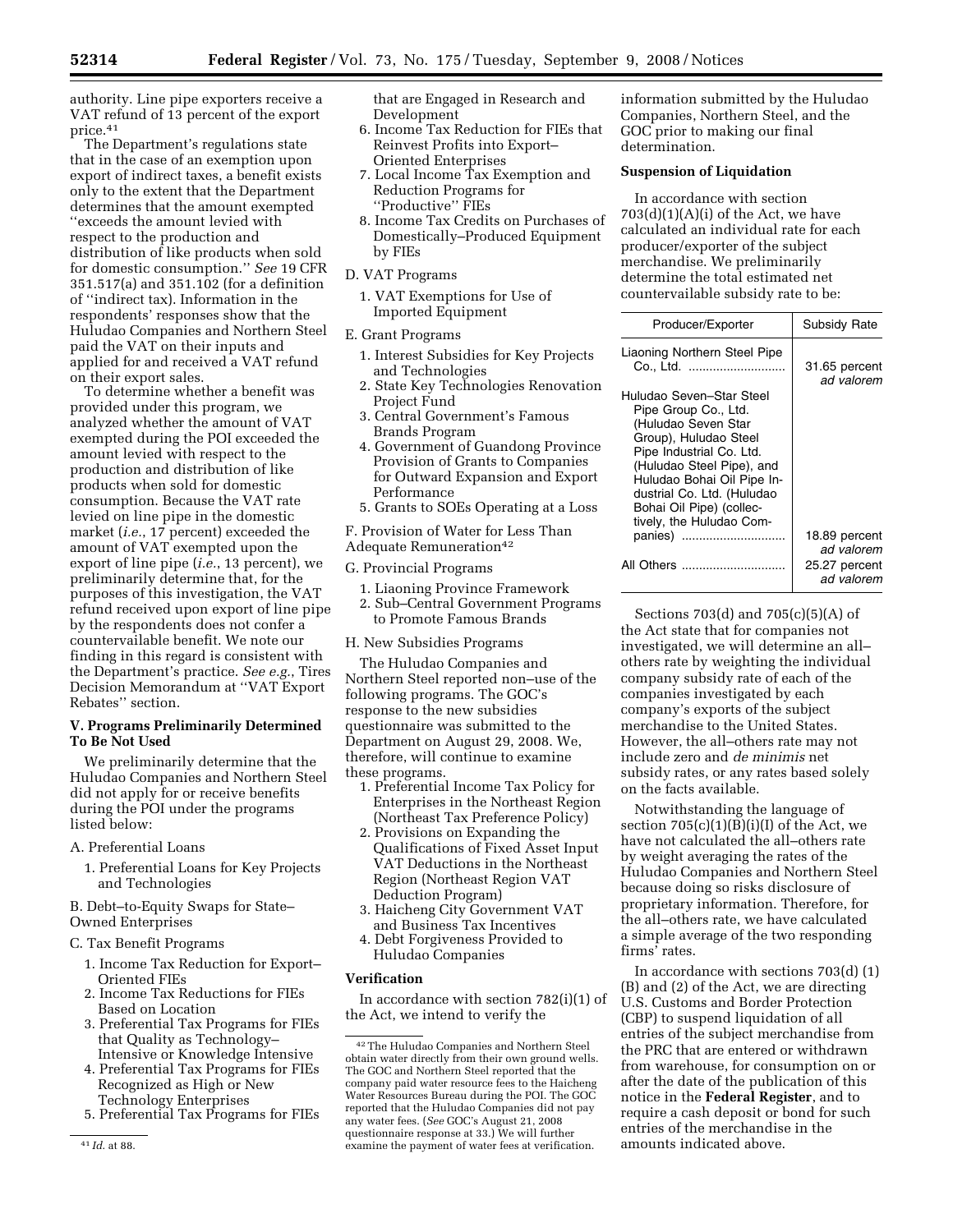authority. Line pipe exporters receive a VAT refund of 13 percent of the export price.[41]

The Department's regulations state that in the case of an exemption upon export of indirect taxes, a benefit exists only to the extent that the Department determines that the amount exempted ''exceeds the amount levied with respect to the production and distribution of like products when sold for domestic consumption.'' *See* 19 CFR 351.517(a) and 351.102 (for a definition of ''indirect tax). Information in the respondents' responses show that the Huludao Companies and Northern Steel paid the VAT on their inputs and applied for and received a VAT refund on their export sales.

To determine whether a benefit was provided under this program, we analyzed whether the amount of VAT exempted during the POI exceeded the amount levied with respect to the production and distribution of like products when sold for domestic consumption. Because the VAT rate levied on line pipe in the domestic market (*i.e.*, 17 percent) exceeded the amount of VAT exempted upon the export of line pipe (*i.e.*, 13 percent), we preliminarily determine that, for the purposes of this investigation, the VAT refund received upon export of line pipe by the respondents does not confer a countervailable benefit. We note our finding in this regard is consistent with the Department's practice. *See e.g.*, Tires Decision Memorandum at ''VAT Export Rebates'' section.

**V. Programs Preliminarily Determined To Be Not Used**

We preliminarily determine that the Huludao Companies and Northern Steel did not apply for or receive benefits during the POI under the programs listed below:

A. Preferential Loans

1. Preferential Loans for Key Projects and Technologies

B. Debt–to-Equity Swaps for State–Owned Enterprises

C. Tax Benefit Programs

1. Income Tax Reduction for Export–Oriented FIEs
2. Income Tax Reductions for FIEs Based on Location
3. Preferential Tax Programs for FIEs that Quality as Technology–Intensive or Knowledge Intensive
4. Preferential Tax Programs for FIEs Recognized as High or New Technology Enterprises
5. Preferential Tax Programs for FIEs that are Engaged in Research and Development
6. Income Tax Reduction for FIEs that Reinvest Profits into Export–Oriented Enterprises
7. Local Income Tax Exemption and Reduction Programs for ''Productive'' FIEs
8. Income Tax Credits on Purchases of Domestically–Produced Equipment by FIEs

D. VAT Programs

1. VAT Exemptions for Use of Imported Equipment

E. Grant Programs

1. Interest Subsidies for Key Projects and Technologies
2. State Key Technologies Renovation Project Fund
3. Central Government's Famous Brands Program
4. Government of Guandong Province Provision of Grants to Companies for Outward Expansion and Export Performance
5. Grants to SOEs Operating at a Loss

F. Provision of Water for Less Than Adequate Remuneration[42]

G. Provincial Programs

1. Liaoning Province Framework
2. Sub–Central Government Programs to Promote Famous Brands

H. New Subsidies Programs

The Huludao Companies and Northern Steel reported non–use of the following programs. The GOC's response to the new subsidies questionnaire was submitted to the Department on August 29, 2008. We, therefore, will continue to examine these programs.

1. Preferential Income Tax Policy for Enterprises in the Northeast Region (Northeast Tax Preference Policy)
2. Provisions on Expanding the Qualifications of Fixed Asset Input VAT Deductions in the Northeast Region (Northeast Region VAT Deduction Program)
3. Haicheng City Government VAT and Business Tax Incentives
4. Debt Forgiveness Provided to Huludao Companies

**Verification**

In accordance with section 782(i)(1) of the Act, we intend to verify the information submitted by the Huludao Companies, Northern Steel, and the GOC prior to making our final determination.

**Suspension of Liquidation**

In accordance with section 703(d)(1)(A)(i) of the Act, we have calculated an individual rate for each producer/exporter of the subject merchandise. We preliminarily determine the total estimated net countervailable subsidy rate to be:

| Producer/Exporter | Subsidy Rate |
|---|---|
| Liaoning Northern Steel Pipe Co., Ltd. | 31.65 percent *ad valorem* |
| Huludao Seven–Star Steel Pipe Group Co., Ltd. (Huludao Seven Star Group), Huludao Steel Pipe Industrial Co. Ltd. (Huludao Steel Pipe), and Huludao Bohai Oil Pipe Industrial Co. Ltd. (Huludao Bohai Oil Pipe) (collectively, the Huludao Companies) | 18.89 percent *ad valorem* |
| All Others | 25.27 percent *ad valorem* |

Sections 703(d) and 705(c)(5)(A) of the Act state that for companies not investigated, we will determine an all–others rate by weighting the individual company subsidy rate of each of the companies investigated by each company's exports of the subject merchandise to the United States. However, the all–others rate may not include zero and *de minimis* net subsidy rates, or any rates based solely on the facts available.

Notwithstanding the language of section 705(c)(1)(B)(i)(I) of the Act, we have not calculated the all–others rate by weight averaging the rates of the Huludao Companies and Northern Steel because doing so risks disclosure of proprietary information. Therefore, for the all–others rate, we have calculated a simple average of the two responding firms' rates.

In accordance with sections 703(d) (1) (B) and (2) of the Act, we are directing U.S. Customs and Border Protection (CBP) to suspend liquidation of all entries of the subject merchandise from the PRC that are entered or withdrawn from warehouse, for consumption on or after the date of the publication of this notice in the **Federal Register**, and to require a cash deposit or bond for such entries of the merchandise in the amounts indicated above.

---

[41] *Id.* at 88.

[42] The Huludao Companies and Northern Steel obtain water directly from their own ground wells. The GOC and Northern Steel reported that the company paid water resource fees to the Haicheng Water Resources Bureau during the POI. The GOC reported that the Huludao Companies did not pay any water fees. (*See* GOC's August 21, 2008 questionnaire response at 33.) We will further examine the payment of water fees at verification.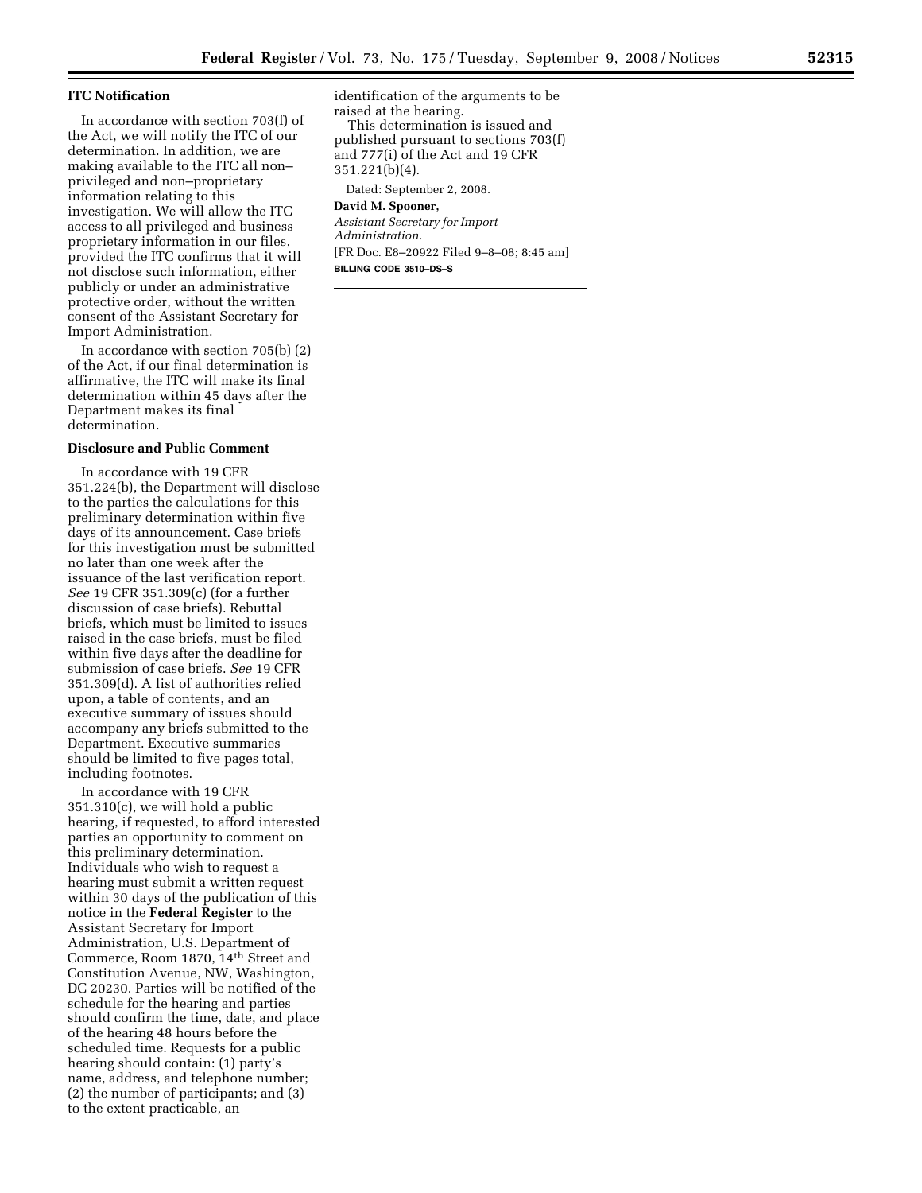**ITC Notification**

In accordance with section 703(f) of the Act, we will notify the ITC of our determination. In addition, we are making available to the ITC all non–privileged and non–proprietary information relating to this investigation. We will allow the ITC access to all privileged and business proprietary information in our files, provided the ITC confirms that it will not disclose such information, either publicly or under an administrative protective order, without the written consent of the Assistant Secretary for Import Administration.

In accordance with section 705(b) (2) of the Act, if our final determination is affirmative, the ITC will make its final determination within 45 days after the Department makes its final determination.

**Disclosure and Public Comment**

In accordance with 19 CFR 351.224(b), the Department will disclose to the parties the calculations for this preliminary determination within five days of its announcement. Case briefs for this investigation must be submitted no later than one week after the issuance of the last verification report. *See* 19 CFR 351.309(c) (for a further discussion of case briefs). Rebuttal briefs, which must be limited to issues raised in the case briefs, must be filed within five days after the deadline for submission of case briefs. *See* 19 CFR 351.309(d). A list of authorities relied upon, a table of contents, and an executive summary of issues should accompany any briefs submitted to the Department. Executive summaries should be limited to five pages total, including footnotes.

In accordance with 19 CFR 351.310(c), we will hold a public hearing, if requested, to afford interested parties an opportunity to comment on this preliminary determination. Individuals who wish to request a hearing must submit a written request within 30 days of the publication of this notice in the **Federal Register** to the Assistant Secretary for Import Administration, U.S. Department of Commerce, Room 1870, 14th Street and Constitution Avenue, NW, Washington, DC 20230. Parties will be notified of the schedule for the hearing and parties should confirm the time, date, and place of the hearing 48 hours before the scheduled time. Requests for a public hearing should contain: (1) party's name, address, and telephone number; (2) the number of participants; and (3) to the extent practicable, an identification of the arguments to be raised at the hearing.

This determination is issued and published pursuant to sections 703(f) and 777(i) of the Act and 19 CFR 351.221(b)(4).

Dated: September 2, 2008.

**David M. Spooner,**

*Assistant Secretary for Import Administration.*

[FR Doc. E8–20922 Filed 9–8–08; 8:45 am]

**BILLING CODE 3510–DS–S**